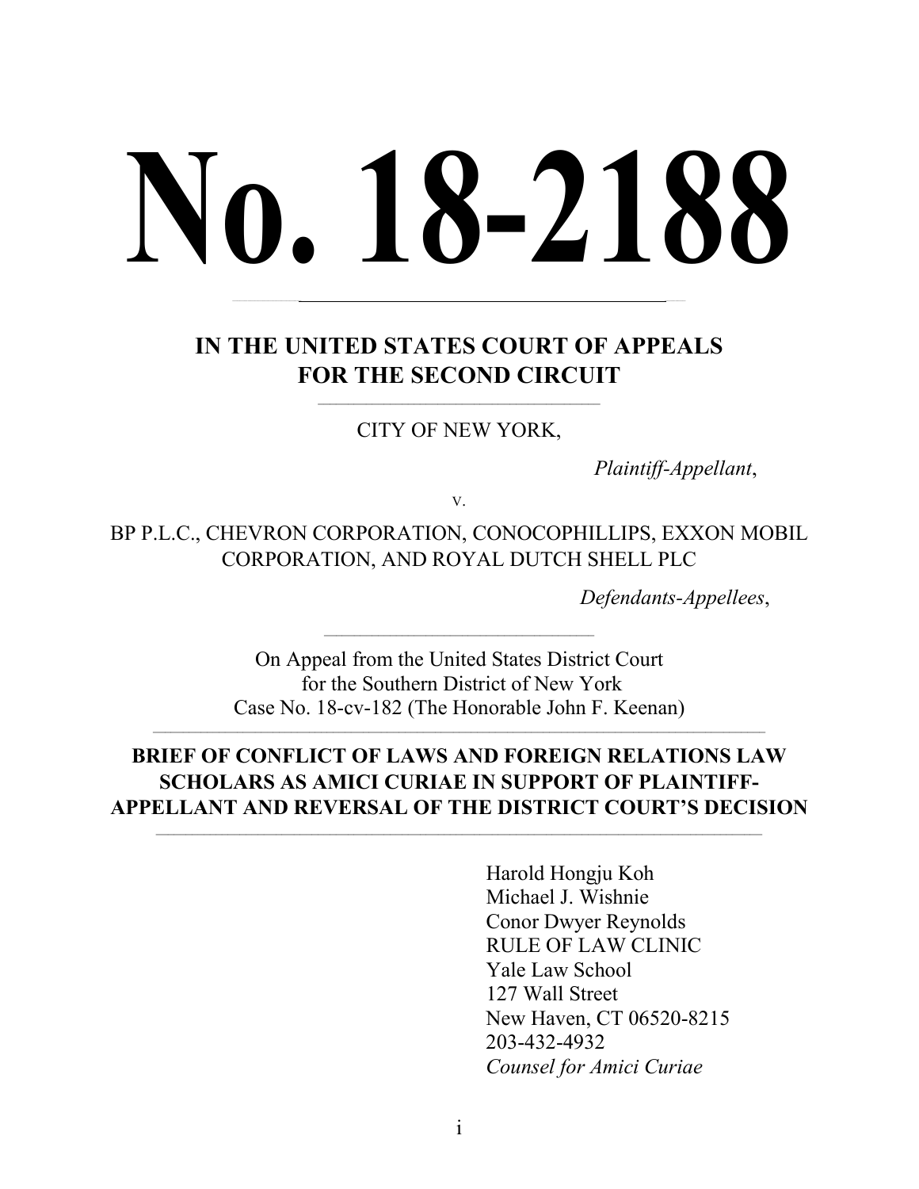# No. 18-2188

## IN THE UNITED STATES COURT OF APPEALS FOR THE SECOND CIRCUIT

CITY OF NEW YORK,

*Plaintiff-Appellant*,

v.

BP P.L.C., CHEVRON CORPORATION, CONOCOPHILLIPS, EXXON MOBIL CORPORATION, AND ROYAL DUTCH SHELL PLC

*Defendants-Appellees*,

On Appeal from the United States District Court
for the Southern District of New York
Case No. 18-cv-182 (The Honorable John F. Keenan)

**BRIEF OF CONFLICT OF LAWS AND FOREIGN RELATIONS LAW SCHOLARS AS AMICI CURIAE IN SUPPORT OF PLAINTIFF-APPELLANT AND REVERSAL OF THE DISTRICT COURT'S DECISION**

Harold Hongju Koh
Michael J. Wishnie
Conor Dwyer Reynolds
RULE OF LAW CLINIC
Yale Law School
127 Wall Street
New Haven, CT 06520-8215
203-432-4932
*Counsel for Amici Curiae*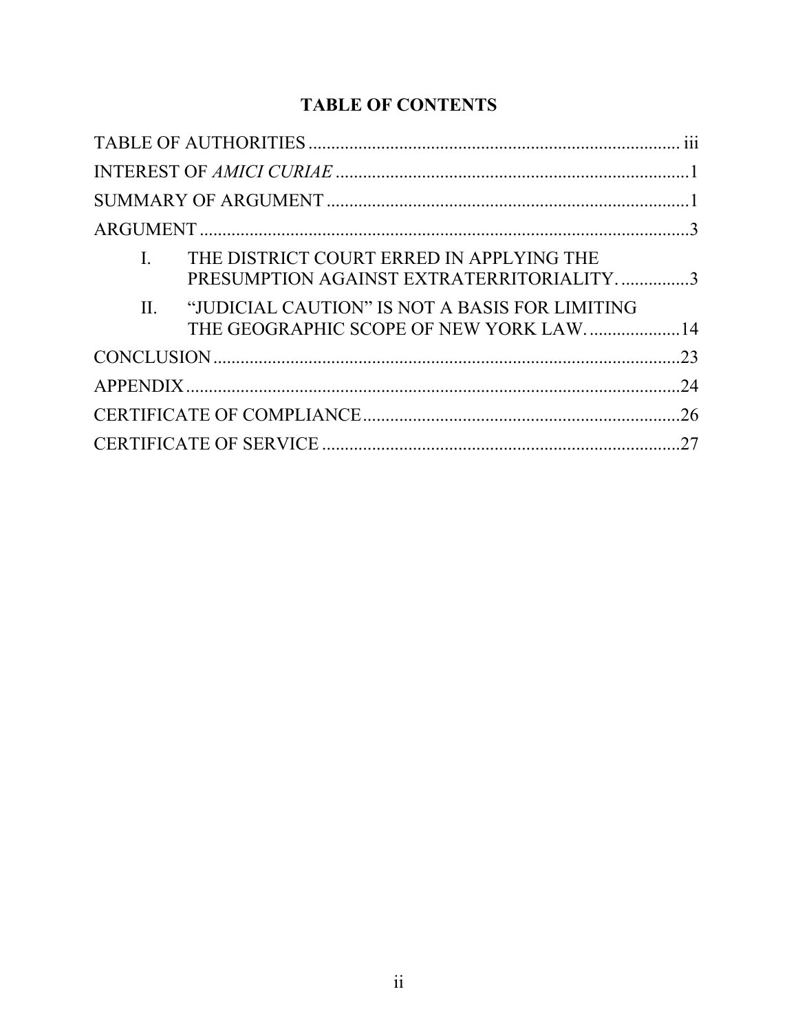# TABLE OF CONTENTS

TABLE OF AUTHORITIES ........ iii

INTEREST OF *AMICI CURIAE* ........ 1

SUMMARY OF ARGUMENT ........ 1

ARGUMENT ........ 3

- I. THE DISTRICT COURT ERRED IN APPLYING THE PRESUMPTION AGAINST EXTRATERRITORIALITY. ........ 3
- II. "JUDICIAL CAUTION" IS NOT A BASIS FOR LIMITING THE GEOGRAPHIC SCOPE OF NEW YORK LAW. ........ 14

CONCLUSION ........ 23

APPENDIX ........ 24

CERTIFICATE OF COMPLIANCE ........ 26

CERTIFICATE OF SERVICE ........ 27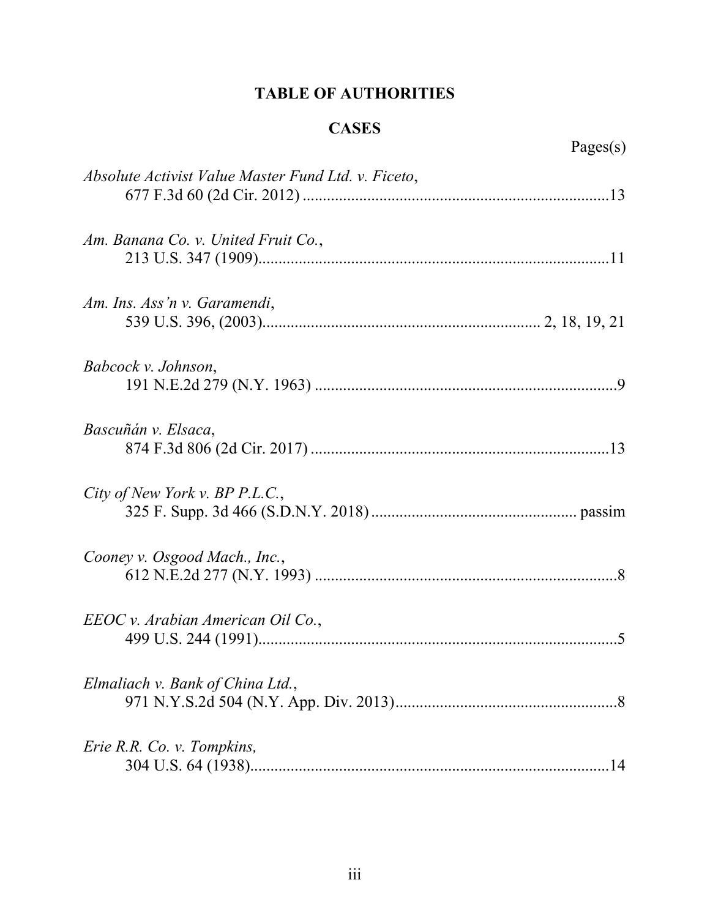# TABLE OF AUTHORITIES

## CASES

Pages(s)

*Absolute Activist Value Master Fund Ltd. v. Ficeto*,
677 F.3d 60 (2d Cir. 2012) ........................................................................... 13

*Am. Banana Co. v. United Fruit Co.*,
213 U.S. 347 (1909)...................................................................................... 11

*Am. Ins. Ass'n v. Garamendi*,
539 U.S. 396, (2003).................................................................... 2, 18, 19, 21

*Babcock v. Johnson*,
191 N.E.2d 279 (N.Y. 1963) .......................................................................... 9

*Bascuñán v. Elsaca*,
874 F.3d 806 (2d Cir. 2017) .......................................................................... 13

*City of New York v. BP P.L.C.*,
325 F. Supp. 3d 466 (S.D.N.Y. 2018) .................................................. passim

*Cooney v. Osgood Mach., Inc.*,
612 N.E.2d 277 (N.Y. 1993) .......................................................................... 8

*EEOC v. Arabian American Oil Co.*,
499 U.S. 244 (1991)........................................................................................ 5

*Elmaliach v. Bank of China Ltd.*,
971 N.Y.S.2d 504 (N.Y. App. Div. 2013)...................................................... 8

*Erie R.R. Co. v. Tompkins,*
304 U.S. 64 (1938)........................................................................................ 14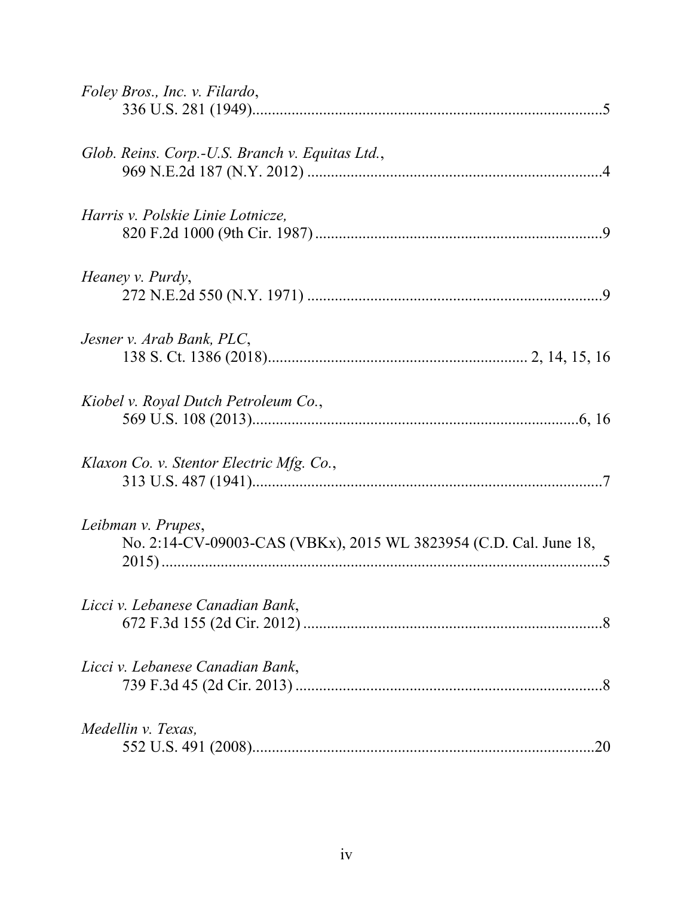*Foley Bros., Inc. v. Filardo*,
336 U.S. 281 (1949).........................................................................................5

*Glob. Reins. Corp.-U.S. Branch v. Equitas Ltd.*,
969 N.E.2d 187 (N.Y. 2012) ..........................................................................4

*Harris v. Polskie Linie Lotnicze,*
820 F.2d 1000 (9th Cir. 1987) ........................................................................9

*Heaney v. Purdy*,
272 N.E.2d 550 (N.Y. 1971) ..........................................................................9

*Jesner v. Arab Bank, PLC*,
138 S. Ct. 1386 (2018)................................................................. 2, 14, 15, 16

*Kiobel v. Royal Dutch Petroleum Co.*,
569 U.S. 108 (2013)...................................................................................6, 16

*Klaxon Co. v. Stentor Electric Mfg. Co.*,
313 U.S. 487 (1941).........................................................................................7

*Leibman v. Prupes*,
No. 2:14-CV-09003-CAS (VBKx), 2015 WL 3823954 (C.D. Cal. June 18, 2015) ...............................................................................................................5

*Licci v. Lebanese Canadian Bank*,
672 F.3d 155 (2d Cir. 2012) ...........................................................................8

*Licci v. Lebanese Canadian Bank*,
739 F.3d 45 (2d Cir. 2013) .............................................................................8

*Medellin v. Texas,*
552 U.S. 491 (2008).......................................................................................20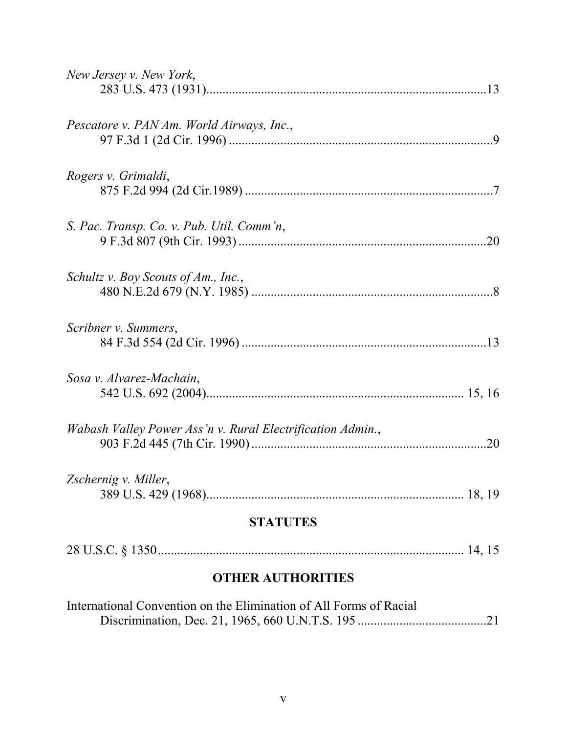*New Jersey v. New York*,
283 U.S. 473 (1931).......................................................................................13

*Pescatore v. PAN Am. World Airways, Inc.*,
97 F.3d 1 (2d Cir. 1996) ..................................................................................9

*Rogers v. Grimaldi*,
875 F.2d 994 (2d Cir.1989) .............................................................................7

*S. Pac. Transp. Co. v. Pub. Util. Comm'n*,
9 F.3d 807 (9th Cir. 1993) .............................................................................20

*Schultz v. Boy Scouts of Am., Inc.*,
480 N.E.2d 679 (N.Y. 1985) ...........................................................................8

*Scribner v. Summers*,
84 F.3d 554 (2d Cir. 1996) ............................................................................13

*Sosa v. Alvarez-Machain*,
542 U.S. 692 (2004)................................................................................ 15, 16

*Wabash Valley Power Ass'n v. Rural Electrification Admin.*,
903 F.2d 445 (7th Cir. 1990) .........................................................................20

*Zschernig v. Miller*,
389 U.S. 429 (1968)................................................................................ 18, 19

## STATUTES

28 U.S.C. § 1350................................................................................................ 14, 15

## OTHER AUTHORITIES

International Convention on the Elimination of All Forms of Racial
Discrimination, Dec. 21, 1965, 660 U.N.T.S. 195 ........................................21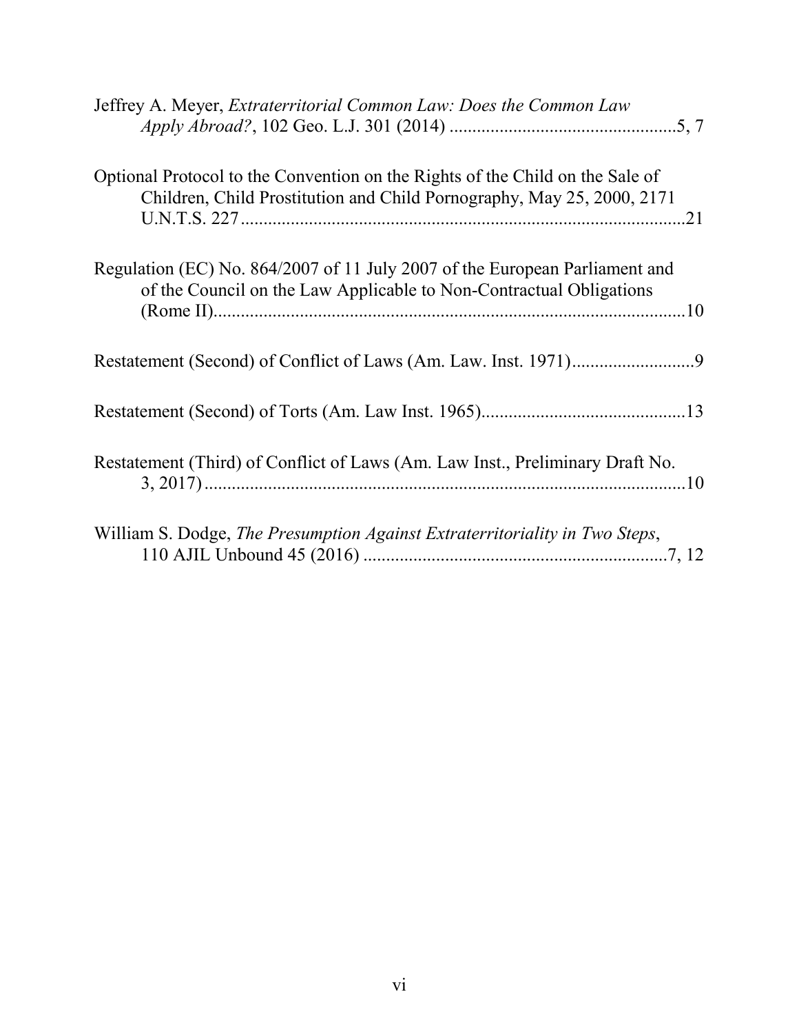Jeffrey A. Meyer, *Extraterritorial Common Law: Does the Common Law Apply Abroad?*, 102 Geo. L.J. 301 (2014) ..................................................5, 7

Optional Protocol to the Convention on the Rights of the Child on the Sale of Children, Child Prostitution and Child Pornography, May 25, 2000, 2171 U.N.T.S. 227..................................................................................................21

Regulation (EC) No. 864/2007 of 11 July 2007 of the European Parliament and of the Council on the Law Applicable to Non-Contractual Obligations (Rome II)........................................................................................................10

Restatement (Second) of Conflict of Laws (Am. Law. Inst. 1971)...........................9

Restatement (Second) of Torts (Am. Law Inst. 1965).............................................13

Restatement (Third) of Conflict of Laws (Am. Law Inst., Preliminary Draft No. 3, 2017)..........................................................................................................10

William S. Dodge, *The Presumption Against Extraterritoriality in Two Steps*, 110 AJIL Unbound 45 (2016) ...................................................................7, 12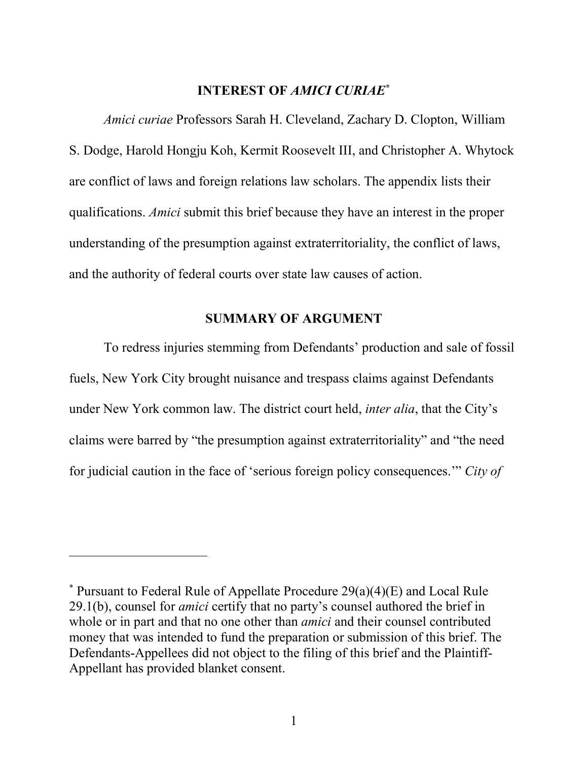## INTEREST OF *AMICI CURIAE*[*]

*Amici curiae* Professors Sarah H. Cleveland, Zachary D. Clopton, William S. Dodge, Harold Hongju Koh, Kermit Roosevelt III, and Christopher A. Whytock are conflict of laws and foreign relations law scholars. The appendix lists their qualifications. *Amici* submit this brief because they have an interest in the proper understanding of the presumption against extraterritoriality, the conflict of laws, and the authority of federal courts over state law causes of action.

## SUMMARY OF ARGUMENT

To redress injuries stemming from Defendants' production and sale of fossil fuels, New York City brought nuisance and trespass claims against Defendants under New York common law. The district court held, *inter alia*, that the City's claims were barred by "the presumption against extraterritoriality" and "the need for judicial caution in the face of 'serious foreign policy consequences.'" *City of*

---

[*] Pursuant to Federal Rule of Appellate Procedure 29(a)(4)(E) and Local Rule 29.1(b), counsel for *amici* certify that no party's counsel authored the brief in whole or in part and that no one other than *amici* and their counsel contributed money that was intended to fund the preparation or submission of this brief. The Defendants-Appellees did not object to the filing of this brief and the Plaintiff-Appellant has provided blanket consent.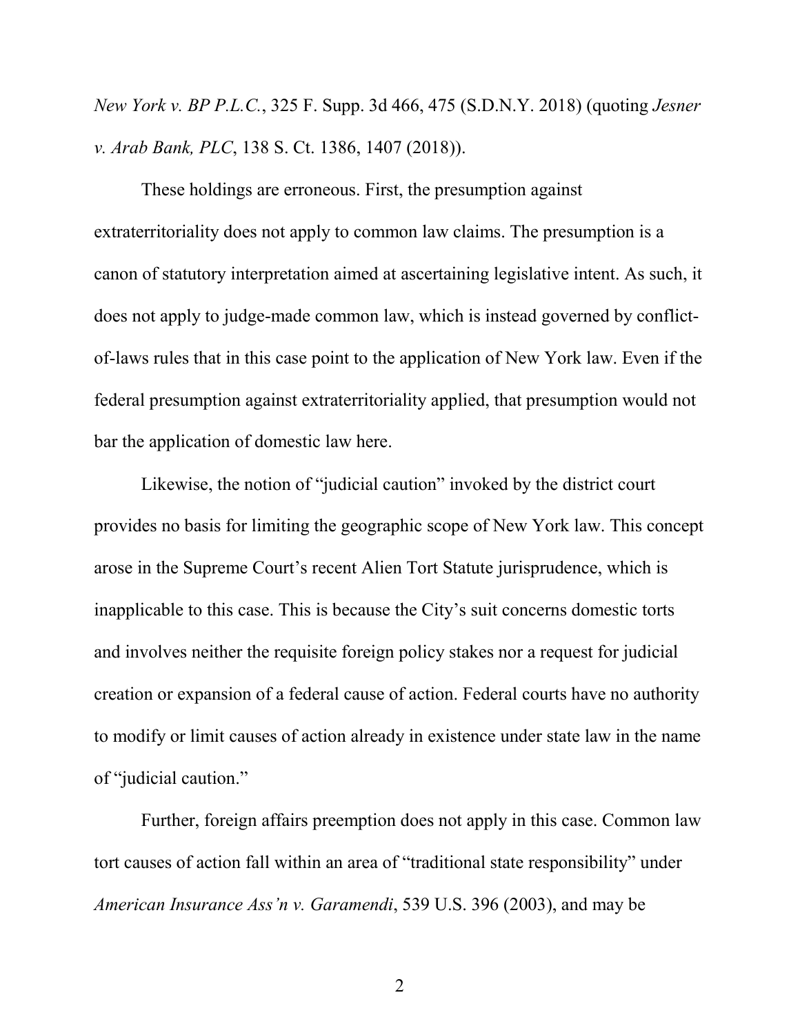*New York v. BP P.L.C.*, 325 F. Supp. 3d 466, 475 (S.D.N.Y. 2018) (quoting *Jesner v. Arab Bank, PLC*, 138 S. Ct. 1386, 1407 (2018)).

These holdings are erroneous. First, the presumption against extraterritoriality does not apply to common law claims. The presumption is a canon of statutory interpretation aimed at ascertaining legislative intent. As such, it does not apply to judge-made common law, which is instead governed by conflict-of-laws rules that in this case point to the application of New York law. Even if the federal presumption against extraterritoriality applied, that presumption would not bar the application of domestic law here.

Likewise, the notion of "judicial caution" invoked by the district court provides no basis for limiting the geographic scope of New York law. This concept arose in the Supreme Court's recent Alien Tort Statute jurisprudence, which is inapplicable to this case. This is because the City's suit concerns domestic torts and involves neither the requisite foreign policy stakes nor a request for judicial creation or expansion of a federal cause of action. Federal courts have no authority to modify or limit causes of action already in existence under state law in the name of "judicial caution."

Further, foreign affairs preemption does not apply in this case. Common law tort causes of action fall within an area of "traditional state responsibility" under *American Insurance Ass'n v. Garamendi*, 539 U.S. 396 (2003), and may be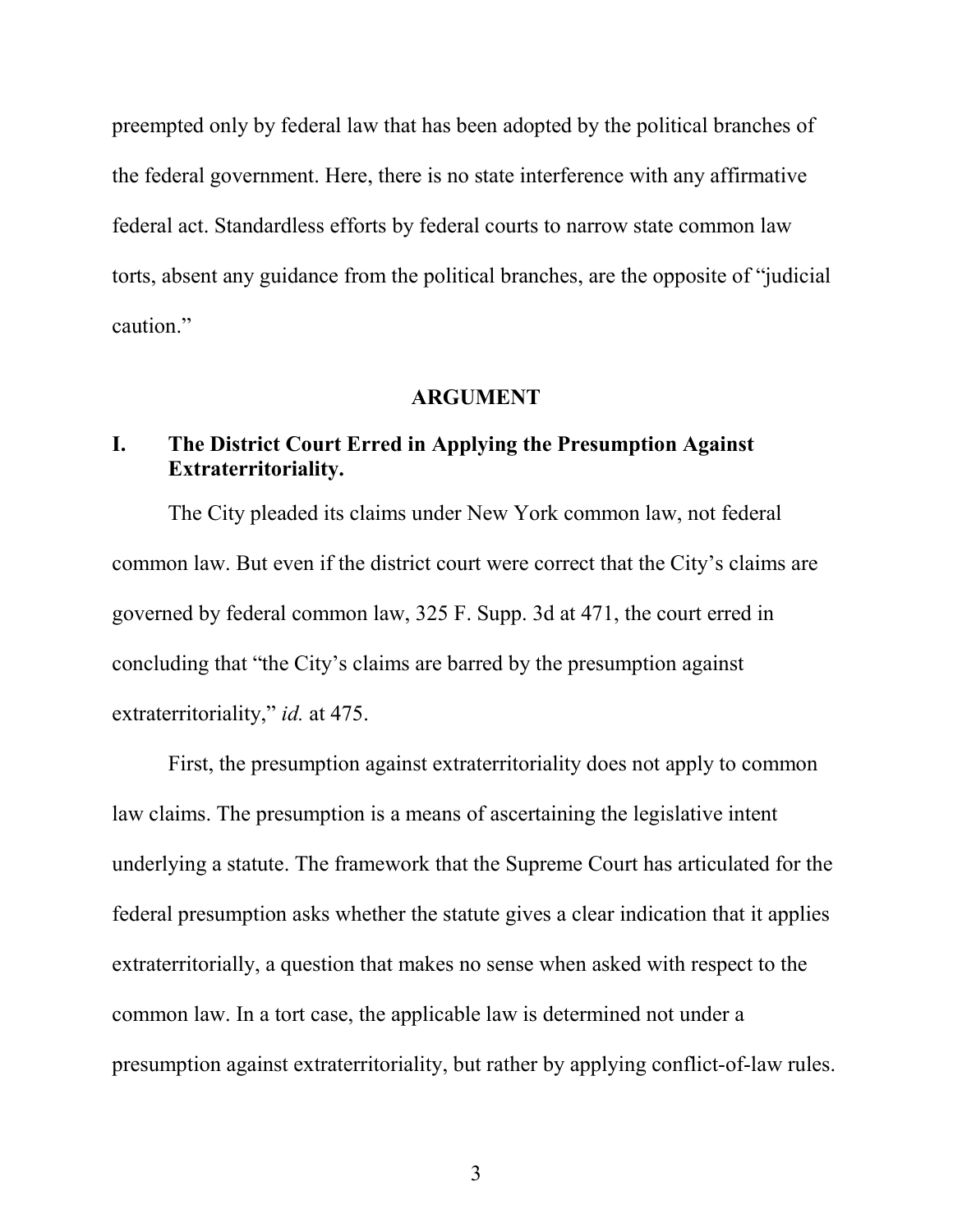preempted only by federal law that has been adopted by the political branches of the federal government. Here, there is no state interference with any affirmative federal act. Standardless efforts by federal courts to narrow state common law torts, absent any guidance from the political branches, are the opposite of "judicial caution."

## ARGUMENT

### I. The District Court Erred in Applying the Presumption Against Extraterritoriality.

The City pleaded its claims under New York common law, not federal common law. But even if the district court were correct that the City's claims are governed by federal common law, 325 F. Supp. 3d at 471, the court erred in concluding that "the City's claims are barred by the presumption against extraterritoriality," *id.* at 475.

First, the presumption against extraterritoriality does not apply to common law claims. The presumption is a means of ascertaining the legislative intent underlying a statute. The framework that the Supreme Court has articulated for the federal presumption asks whether the statute gives a clear indication that it applies extraterritorially, a question that makes no sense when asked with respect to the common law. In a tort case, the applicable law is determined not under a presumption against extraterritoriality, but rather by applying conflict-of-law rules.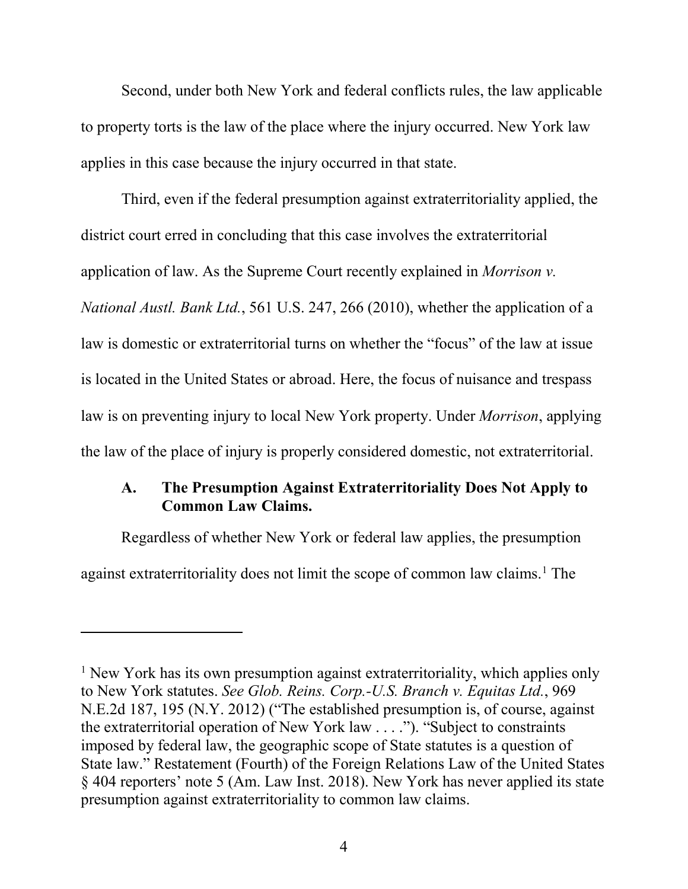Second, under both New York and federal conflicts rules, the law applicable to property torts is the law of the place where the injury occurred. New York law applies in this case because the injury occurred in that state.

Third, even if the federal presumption against extraterritoriality applied, the district court erred in concluding that this case involves the extraterritorial application of law. As the Supreme Court recently explained in *Morrison v. National Austl. Bank Ltd.*, 561 U.S. 247, 266 (2010), whether the application of a law is domestic or extraterritorial turns on whether the "focus" of the law at issue is located in the United States or abroad. Here, the focus of nuisance and trespass law is on preventing injury to local New York property. Under *Morrison*, applying the law of the place of injury is properly considered domestic, not extraterritorial.

### A. The Presumption Against Extraterritoriality Does Not Apply to Common Law Claims.

Regardless of whether New York or federal law applies, the presumption against extraterritoriality does not limit the scope of common law claims.[1] The

---

[1] New York has its own presumption against extraterritoriality, which applies only to New York statutes. *See Glob. Reins. Corp.-U.S. Branch v. Equitas Ltd.*, 969 N.E.2d 187, 195 (N.Y. 2012) ("The established presumption is, of course, against the extraterritorial operation of New York law . . . ."). "Subject to constraints imposed by federal law, the geographic scope of State statutes is a question of State law." Restatement (Fourth) of the Foreign Relations Law of the United States § 404 reporters' note 5 (Am. Law Inst. 2018). New York has never applied its state presumption against extraterritoriality to common law claims.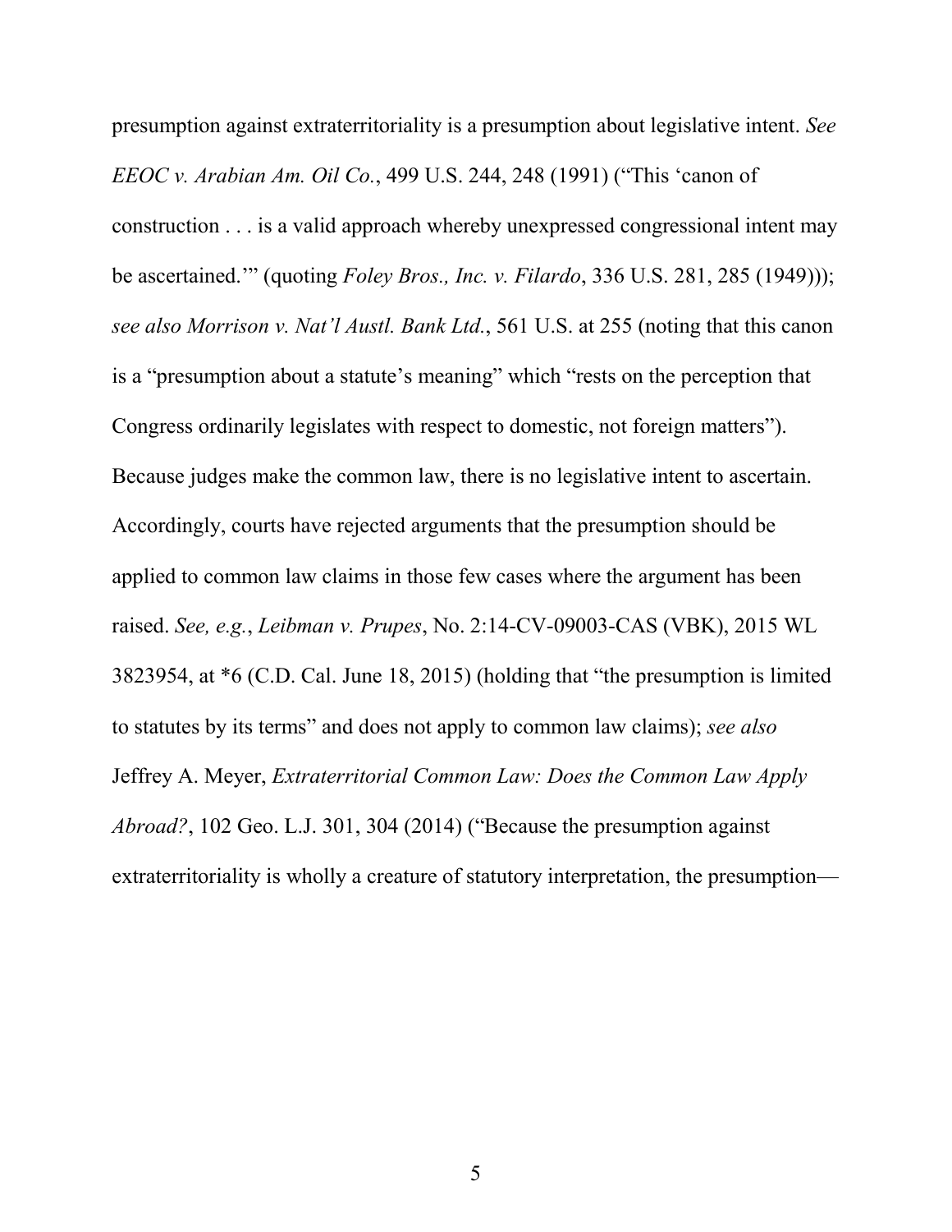presumption against extraterritoriality is a presumption about legislative intent. *See EEOC v. Arabian Am. Oil Co.*, 499 U.S. 244, 248 (1991) ("This 'canon of construction . . . is a valid approach whereby unexpressed congressional intent may be ascertained.'" (quoting *Foley Bros., Inc. v. Filardo*, 336 U.S. 281, 285 (1949))); *see also Morrison v. Nat'l Austl. Bank Ltd.*, 561 U.S. at 255 (noting that this canon is a "presumption about a statute's meaning" which "rests on the perception that Congress ordinarily legislates with respect to domestic, not foreign matters"). Because judges make the common law, there is no legislative intent to ascertain. Accordingly, courts have rejected arguments that the presumption should be applied to common law claims in those few cases where the argument has been raised. *See, e.g.*, *Leibman v. Prupes*, No. 2:14-CV-09003-CAS (VBK), 2015 WL 3823954, at *6 (C.D. Cal. June 18, 2015) (holding that "the presumption is limited to statutes by its terms" and does not apply to common law claims); *see also* Jeffrey A. Meyer, *Extraterritorial Common Law: Does the Common Law Apply Abroad?*, 102 Geo. L.J. 301, 304 (2014) ("Because the presumption against extraterritoriality is wholly a creature of statutory interpretation, the presumption—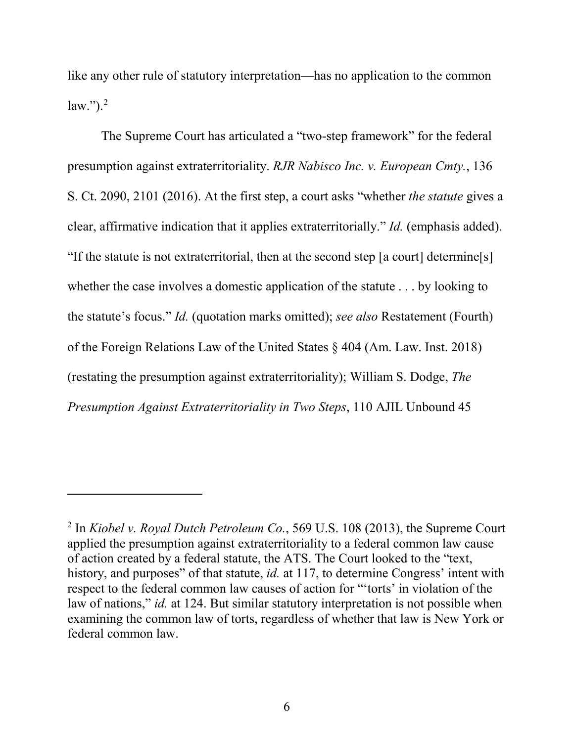like any other rule of statutory interpretation—has no application to the common law.").[2]

The Supreme Court has articulated a "two-step framework" for the federal presumption against extraterritoriality. *RJR Nabisco Inc. v. European Cmty.*, 136 S. Ct. 2090, 2101 (2016). At the first step, a court asks "whether *the statute* gives a clear, affirmative indication that it applies extraterritorially." *Id.* (emphasis added). "If the statute is not extraterritorial, then at the second step [a court] determine[s] whether the case involves a domestic application of the statute . . . by looking to the statute's focus." *Id.* (quotation marks omitted); *see also* Restatement (Fourth) of the Foreign Relations Law of the United States § 404 (Am. Law. Inst. 2018) (restating the presumption against extraterritoriality); William S. Dodge, *The Presumption Against Extraterritoriality in Two Steps*, 110 AJIL Unbound 45

---

[2] In *Kiobel v. Royal Dutch Petroleum Co.*, 569 U.S. 108 (2013), the Supreme Court applied the presumption against extraterritoriality to a federal common law cause of action created by a federal statute, the ATS. The Court looked to the "text, history, and purposes" of that statute, *id.* at 117, to determine Congress' intent with respect to the federal common law causes of action for "'torts' in violation of the law of nations," *id.* at 124. But similar statutory interpretation is not possible when examining the common law of torts, regardless of whether that law is New York or federal common law.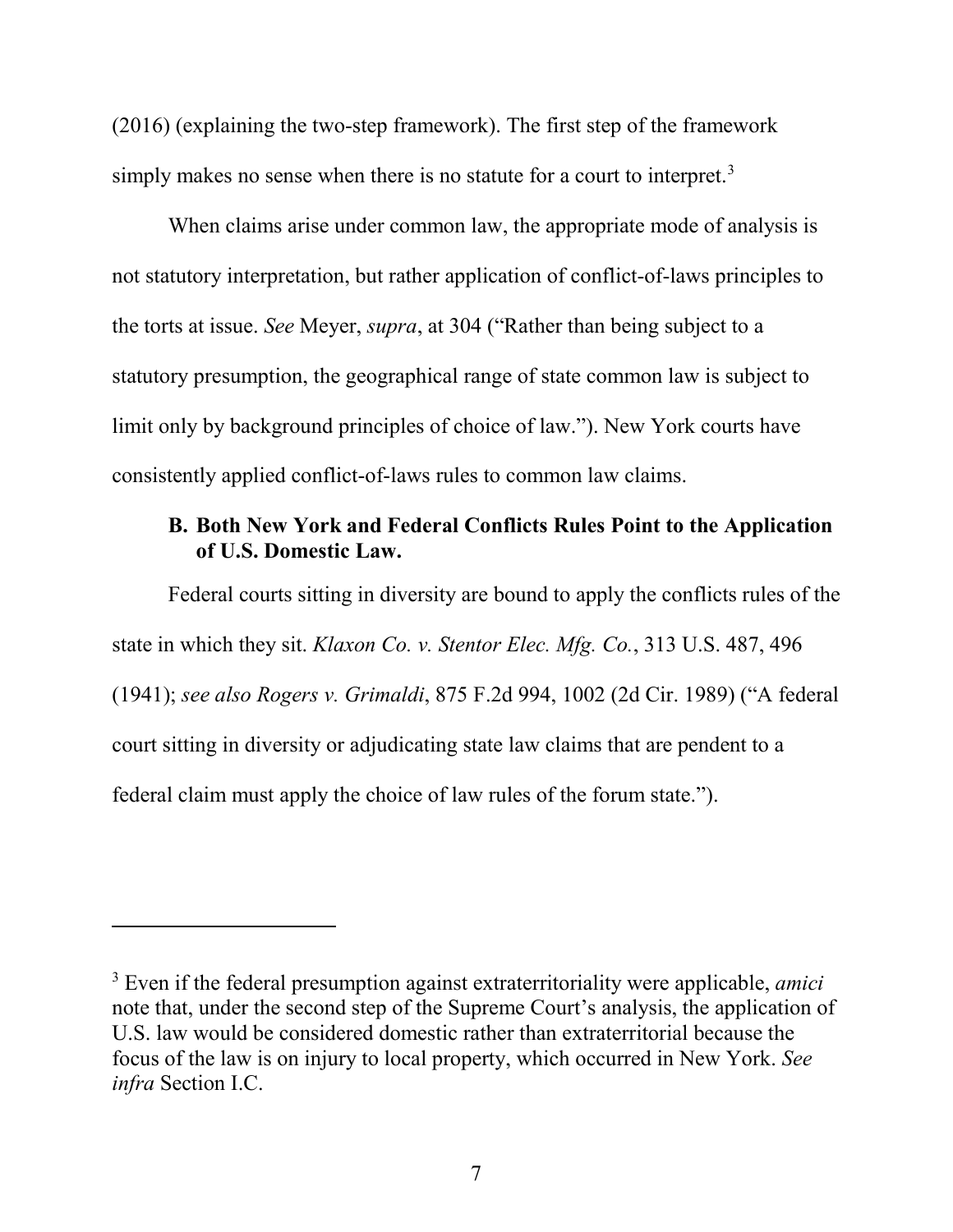(2016) (explaining the two-step framework). The first step of the framework simply makes no sense when there is no statute for a court to interpret.[3]

When claims arise under common law, the appropriate mode of analysis is not statutory interpretation, but rather application of conflict-of-laws principles to the torts at issue. *See* Meyer, *supra*, at 304 ("Rather than being subject to a statutory presumption, the geographical range of state common law is subject to limit only by background principles of choice of law."). New York courts have consistently applied conflict-of-laws rules to common law claims.

### B. Both New York and Federal Conflicts Rules Point to the Application of U.S. Domestic Law.

Federal courts sitting in diversity are bound to apply the conflicts rules of the state in which they sit. *Klaxon Co. v. Stentor Elec. Mfg. Co.*, 313 U.S. 487, 496 (1941); *see also Rogers v. Grimaldi*, 875 F.2d 994, 1002 (2d Cir. 1989) ("A federal court sitting in diversity or adjudicating state law claims that are pendent to a federal claim must apply the choice of law rules of the forum state.").

---

[3] Even if the federal presumption against extraterritoriality were applicable, *amici* note that, under the second step of the Supreme Court's analysis, the application of U.S. law would be considered domestic rather than extraterritorial because the focus of the law is on injury to local property, which occurred in New York. *See infra* Section I.C.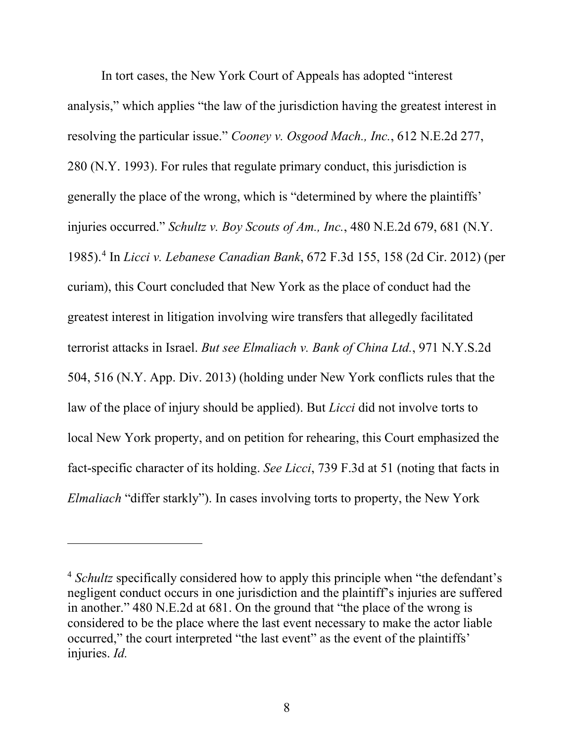In tort cases, the New York Court of Appeals has adopted "interest analysis," which applies "the law of the jurisdiction having the greatest interest in resolving the particular issue." *Cooney v. Osgood Mach., Inc.*, 612 N.E.2d 277, 280 (N.Y. 1993). For rules that regulate primary conduct, this jurisdiction is generally the place of the wrong, which is "determined by where the plaintiffs' injuries occurred." *Schultz v. Boy Scouts of Am., Inc.*, 480 N.E.2d 679, 681 (N.Y. 1985).[4] In *Licci v. Lebanese Canadian Bank*, 672 F.3d 155, 158 (2d Cir. 2012) (per curiam), this Court concluded that New York as the place of conduct had the greatest interest in litigation involving wire transfers that allegedly facilitated terrorist attacks in Israel. *But see Elmaliach v. Bank of China Ltd.*, 971 N.Y.S.2d 504, 516 (N.Y. App. Div. 2013) (holding under New York conflicts rules that the law of the place of injury should be applied). But *Licci* did not involve torts to local New York property, and on petition for rehearing, this Court emphasized the fact-specific character of its holding. *See Licci*, 739 F.3d at 51 (noting that facts in *Elmaliach* "differ starkly"). In cases involving torts to property, the New York

---

[4] *Schultz* specifically considered how to apply this principle when "the defendant's negligent conduct occurs in one jurisdiction and the plaintiff's injuries are suffered in another." 480 N.E.2d at 681. On the ground that "the place of the wrong is considered to be the place where the last event necessary to make the actor liable occurred," the court interpreted "the last event" as the event of the plaintiffs' injuries. *Id.*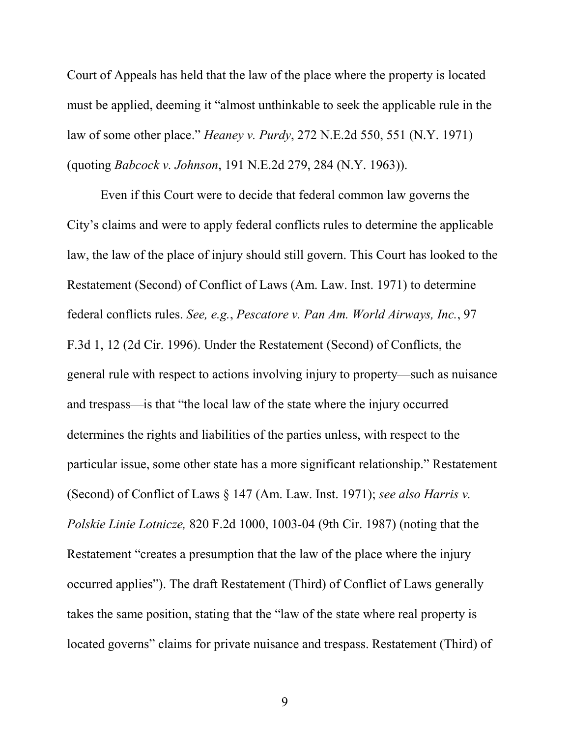Court of Appeals has held that the law of the place where the property is located must be applied, deeming it "almost unthinkable to seek the applicable rule in the law of some other place." *Heaney v. Purdy*, 272 N.E.2d 550, 551 (N.Y. 1971) (quoting *Babcock v. Johnson*, 191 N.E.2d 279, 284 (N.Y. 1963)).

Even if this Court were to decide that federal common law governs the City's claims and were to apply federal conflicts rules to determine the applicable law, the law of the place of injury should still govern. This Court has looked to the Restatement (Second) of Conflict of Laws (Am. Law. Inst. 1971) to determine federal conflicts rules. *See, e.g.*, *Pescatore v. Pan Am. World Airways, Inc.*, 97 F.3d 1, 12 (2d Cir. 1996). Under the Restatement (Second) of Conflicts, the general rule with respect to actions involving injury to property—such as nuisance and trespass—is that "the local law of the state where the injury occurred determines the rights and liabilities of the parties unless, with respect to the particular issue, some other state has a more significant relationship." Restatement (Second) of Conflict of Laws § 147 (Am. Law. Inst. 1971); *see also Harris v. Polskie Linie Lotnicze,* 820 F.2d 1000, 1003-04 (9th Cir. 1987) (noting that the Restatement "creates a presumption that the law of the place where the injury occurred applies"). The draft Restatement (Third) of Conflict of Laws generally takes the same position, stating that the "law of the state where real property is located governs" claims for private nuisance and trespass. Restatement (Third) of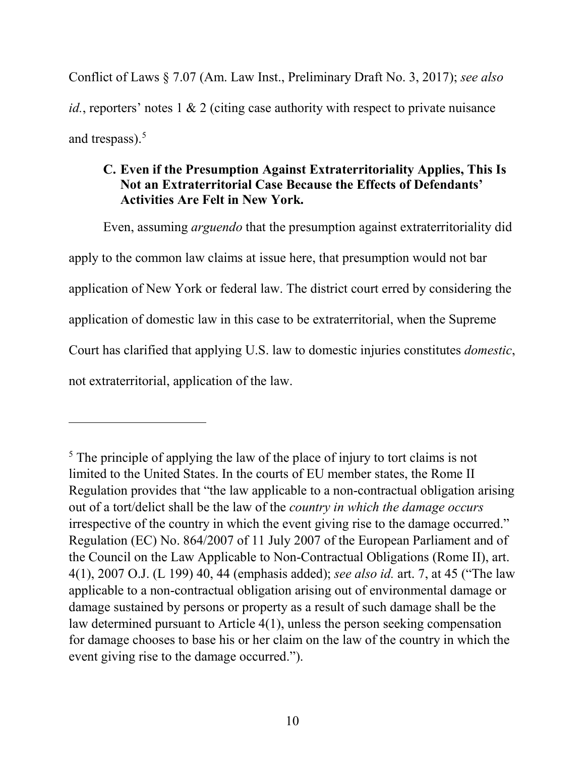Conflict of Laws § 7.07 (Am. Law Inst., Preliminary Draft No. 3, 2017); *see also id.*, reporters' notes 1 & 2 (citing case authority with respect to private nuisance and trespass).[5]

### C. Even if the Presumption Against Extraterritoriality Applies, This Is Not an Extraterritorial Case Because the Effects of Defendants' Activities Are Felt in New York.

Even, assuming *arguendo* that the presumption against extraterritoriality did apply to the common law claims at issue here, that presumption would not bar application of New York or federal law. The district court erred by considering the application of domestic law in this case to be extraterritorial, when the Supreme Court has clarified that applying U.S. law to domestic injuries constitutes *domestic*, not extraterritorial, application of the law.

---

[5] The principle of applying the law of the place of injury to tort claims is not limited to the United States. In the courts of EU member states, the Rome II Regulation provides that "the law applicable to a non-contractual obligation arising out of a tort/delict shall be the law of the *country in which the damage occurs* irrespective of the country in which the event giving rise to the damage occurred." Regulation (EC) No. 864/2007 of 11 July 2007 of the European Parliament and of the Council on the Law Applicable to Non-Contractual Obligations (Rome II), art. 4(1), 2007 O.J. (L 199) 40, 44 (emphasis added); *see also id.* art. 7, at 45 ("The law applicable to a non-contractual obligation arising out of environmental damage or damage sustained by persons or property as a result of such damage shall be the law determined pursuant to Article 4(1), unless the person seeking compensation for damage chooses to base his or her claim on the law of the country in which the event giving rise to the damage occurred.").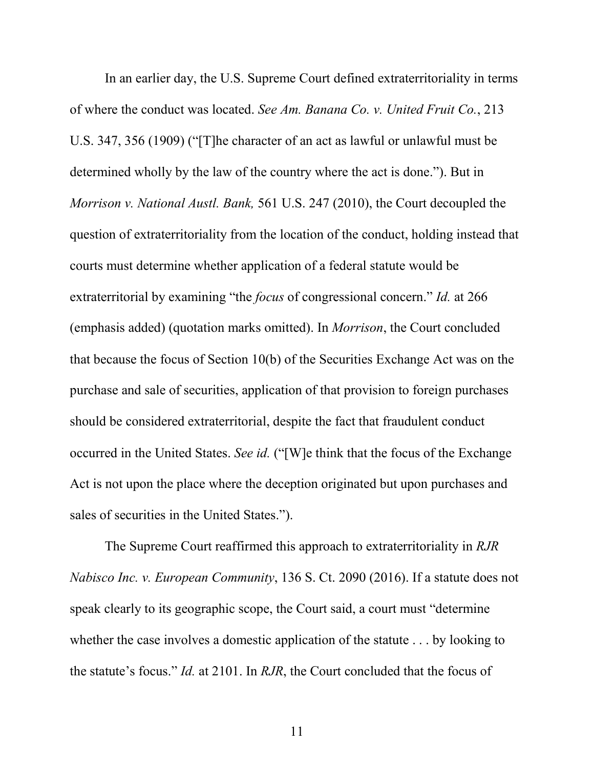In an earlier day, the U.S. Supreme Court defined extraterritoriality in terms of where the conduct was located. *See Am. Banana Co. v. United Fruit Co.*, 213 U.S. 347, 356 (1909) ("[T]he character of an act as lawful or unlawful must be determined wholly by the law of the country where the act is done."). But in *Morrison v. National Austl. Bank,* 561 U.S. 247 (2010), the Court decoupled the question of extraterritoriality from the location of the conduct, holding instead that courts must determine whether application of a federal statute would be extraterritorial by examining "the *focus* of congressional concern." *Id.* at 266 (emphasis added) (quotation marks omitted). In *Morrison*, the Court concluded that because the focus of Section 10(b) of the Securities Exchange Act was on the purchase and sale of securities, application of that provision to foreign purchases should be considered extraterritorial, despite the fact that fraudulent conduct occurred in the United States. *See id.* ("[W]e think that the focus of the Exchange Act is not upon the place where the deception originated but upon purchases and sales of securities in the United States.").

The Supreme Court reaffirmed this approach to extraterritoriality in *RJR Nabisco Inc. v. European Community*, 136 S. Ct. 2090 (2016). If a statute does not speak clearly to its geographic scope, the Court said, a court must "determine whether the case involves a domestic application of the statute . . . by looking to the statute's focus." *Id.* at 2101. In *RJR*, the Court concluded that the focus of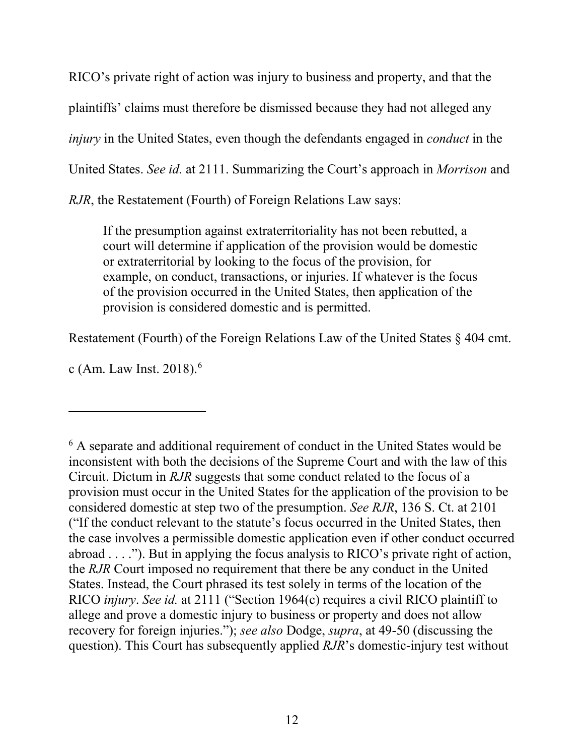RICO's private right of action was injury to business and property, and that the plaintiffs' claims must therefore be dismissed because they had not alleged any *injury* in the United States, even though the defendants engaged in *conduct* in the United States. *See id.* at 2111. Summarizing the Court's approach in *Morrison* and *RJR*, the Restatement (Fourth) of Foreign Relations Law says:

> If the presumption against extraterritoriality has not been rebutted, a court will determine if application of the provision would be domestic or extraterritorial by looking to the focus of the provision, for example, on conduct, transactions, or injuries. If whatever is the focus of the provision occurred in the United States, then application of the provision is considered domestic and is permitted.

Restatement (Fourth) of the Foreign Relations Law of the United States § 404 cmt. c (Am. Law Inst. 2018).[6]

---

[6] A separate and additional requirement of conduct in the United States would be inconsistent with both the decisions of the Supreme Court and with the law of this Circuit. Dictum in *RJR* suggests that some conduct related to the focus of a provision must occur in the United States for the application of the provision to be considered domestic at step two of the presumption. *See RJR*, 136 S. Ct. at 2101 ("If the conduct relevant to the statute's focus occurred in the United States, then the case involves a permissible domestic application even if other conduct occurred abroad . . . ."). But in applying the focus analysis to RICO's private right of action, the *RJR* Court imposed no requirement that there be any conduct in the United States. Instead, the Court phrased its test solely in terms of the location of the RICO *injury*. *See id.* at 2111 ("Section 1964(c) requires a civil RICO plaintiff to allege and prove a domestic injury to business or property and does not allow recovery for foreign injuries."); *see also* Dodge, *supra*, at 49-50 (discussing the question). This Court has subsequently applied *RJR*'s domestic-injury test without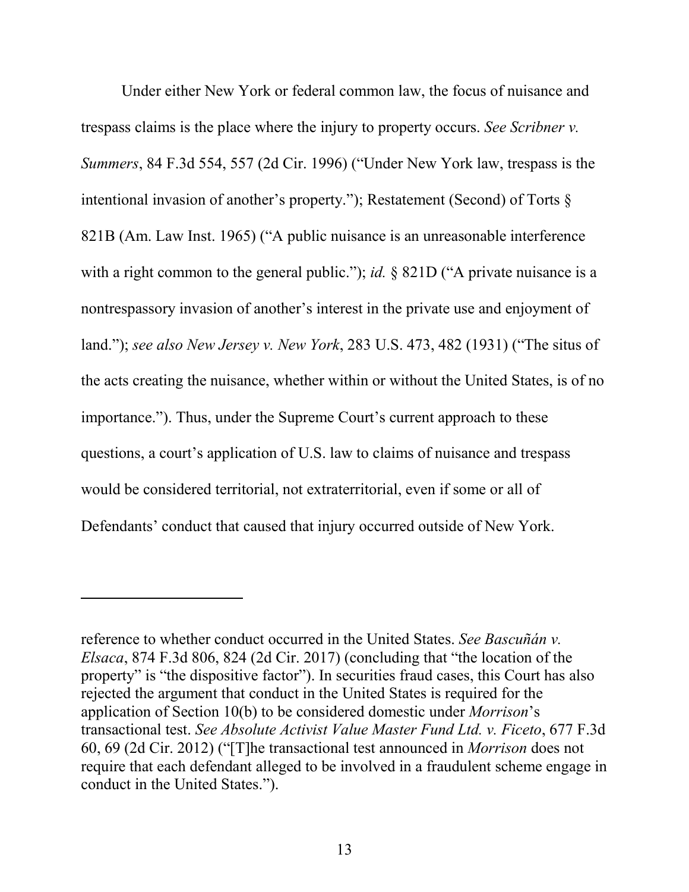Under either New York or federal common law, the focus of nuisance and trespass claims is the place where the injury to property occurs. *See Scribner v. Summers*, 84 F.3d 554, 557 (2d Cir. 1996) ("Under New York law, trespass is the intentional invasion of another's property."); Restatement (Second) of Torts § 821B (Am. Law Inst. 1965) ("A public nuisance is an unreasonable interference with a right common to the general public."); *id.* § 821D ("A private nuisance is a nontrespassory invasion of another's interest in the private use and enjoyment of land."); *see also New Jersey v. New York*, 283 U.S. 473, 482 (1931) ("The situs of the acts creating the nuisance, whether within or without the United States, is of no importance."). Thus, under the Supreme Court's current approach to these questions, a court's application of U.S. law to claims of nuisance and trespass would be considered territorial, not extraterritorial, even if some or all of Defendants' conduct that caused that injury occurred outside of New York.

---

reference to whether conduct occurred in the United States. *See Bascuñán v. Elsaca*, 874 F.3d 806, 824 (2d Cir. 2017) (concluding that "the location of the property" is "the dispositive factor"). In securities fraud cases, this Court has also rejected the argument that conduct in the United States is required for the application of Section 10(b) to be considered domestic under *Morrison*'s transactional test. *See Absolute Activist Value Master Fund Ltd. v. Ficeto*, 677 F.3d 60, 69 (2d Cir. 2012) ("[T]he transactional test announced in *Morrison* does not require that each defendant alleged to be involved in a fraudulent scheme engage in conduct in the United States.").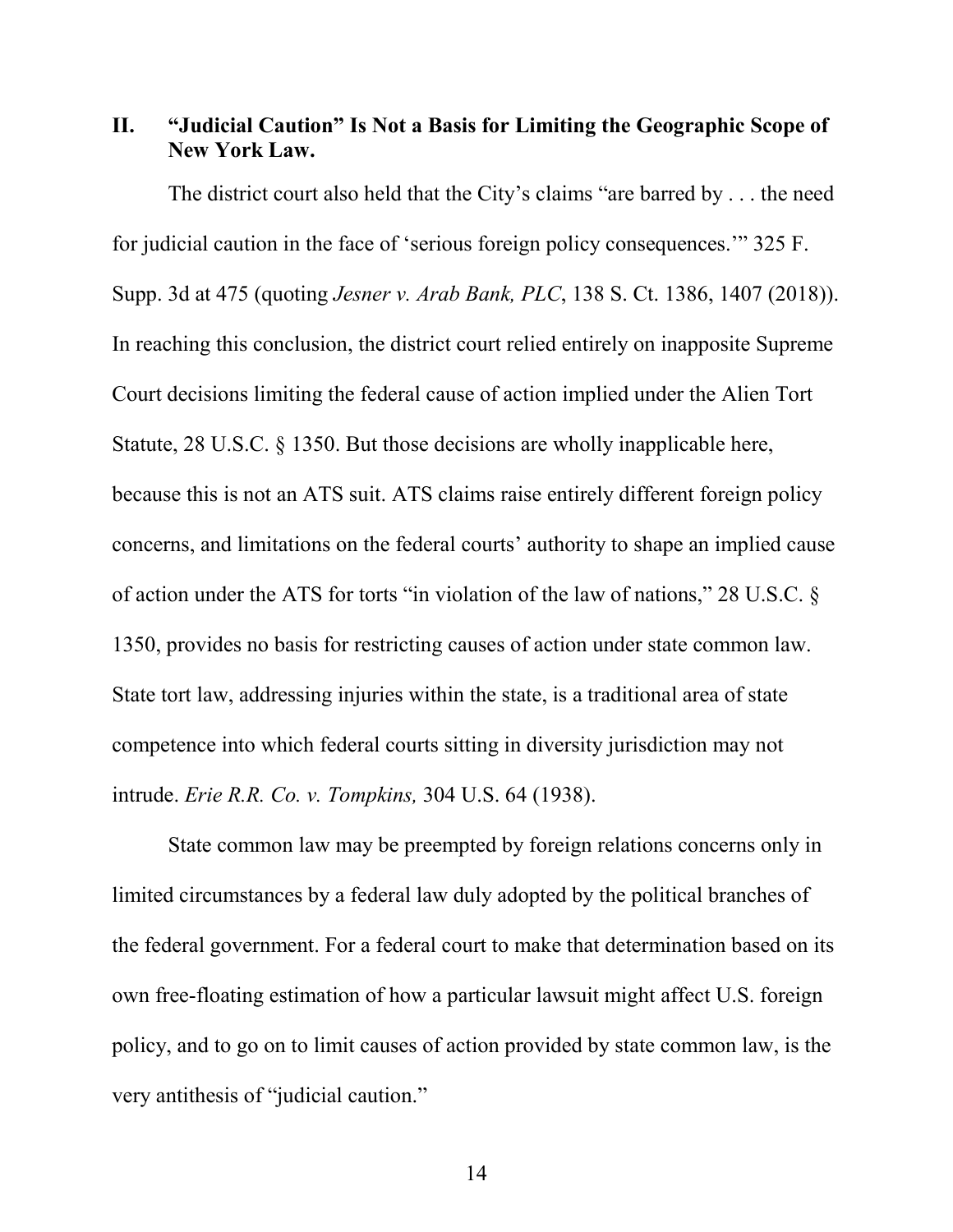## II. "Judicial Caution" Is Not a Basis for Limiting the Geographic Scope of New York Law.

The district court also held that the City's claims "are barred by . . . the need for judicial caution in the face of 'serious foreign policy consequences.'" 325 F. Supp. 3d at 475 (quoting *Jesner v. Arab Bank, PLC*, 138 S. Ct. 1386, 1407 (2018)). In reaching this conclusion, the district court relied entirely on inapposite Supreme Court decisions limiting the federal cause of action implied under the Alien Tort Statute, 28 U.S.C. § 1350. But those decisions are wholly inapplicable here, because this is not an ATS suit. ATS claims raise entirely different foreign policy concerns, and limitations on the federal courts' authority to shape an implied cause of action under the ATS for torts "in violation of the law of nations," 28 U.S.C. § 1350, provides no basis for restricting causes of action under state common law. State tort law, addressing injuries within the state, is a traditional area of state competence into which federal courts sitting in diversity jurisdiction may not intrude. *Erie R.R. Co. v. Tompkins,* 304 U.S. 64 (1938).

State common law may be preempted by foreign relations concerns only in limited circumstances by a federal law duly adopted by the political branches of the federal government. For a federal court to make that determination based on its own free-floating estimation of how a particular lawsuit might affect U.S. foreign policy, and to go on to limit causes of action provided by state common law, is the very antithesis of "judicial caution."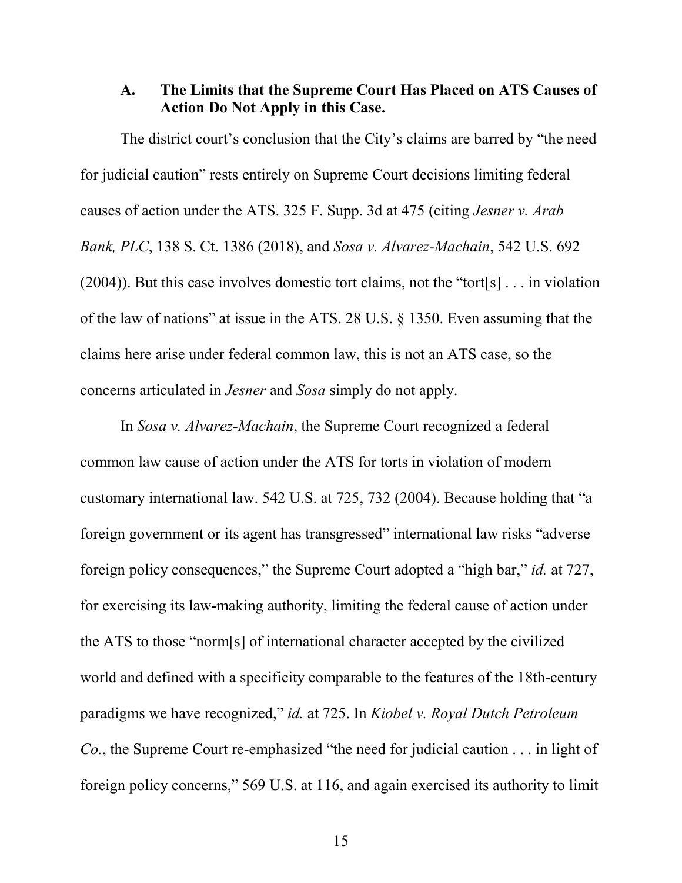### A. The Limits that the Supreme Court Has Placed on ATS Causes of Action Do Not Apply in this Case.

The district court's conclusion that the City's claims are barred by "the need for judicial caution" rests entirely on Supreme Court decisions limiting federal causes of action under the ATS. 325 F. Supp. 3d at 475 (citing *Jesner v. Arab Bank, PLC*, 138 S. Ct. 1386 (2018), and *Sosa v. Alvarez-Machain*, 542 U.S. 692 (2004)). But this case involves domestic tort claims, not the "tort[s] . . . in violation of the law of nations" at issue in the ATS. 28 U.S. § 1350. Even assuming that the claims here arise under federal common law, this is not an ATS case, so the concerns articulated in *Jesner* and *Sosa* simply do not apply.

In *Sosa v. Alvarez-Machain*, the Supreme Court recognized a federal common law cause of action under the ATS for torts in violation of modern customary international law. 542 U.S. at 725, 732 (2004). Because holding that "a foreign government or its agent has transgressed" international law risks "adverse foreign policy consequences," the Supreme Court adopted a "high bar," *id.* at 727, for exercising its law-making authority, limiting the federal cause of action under the ATS to those "norm[s] of international character accepted by the civilized world and defined with a specificity comparable to the features of the 18th-century paradigms we have recognized," *id.* at 725. In *Kiobel v. Royal Dutch Petroleum Co.*, the Supreme Court re-emphasized "the need for judicial caution . . . in light of foreign policy concerns," 569 U.S. at 116, and again exercised its authority to limit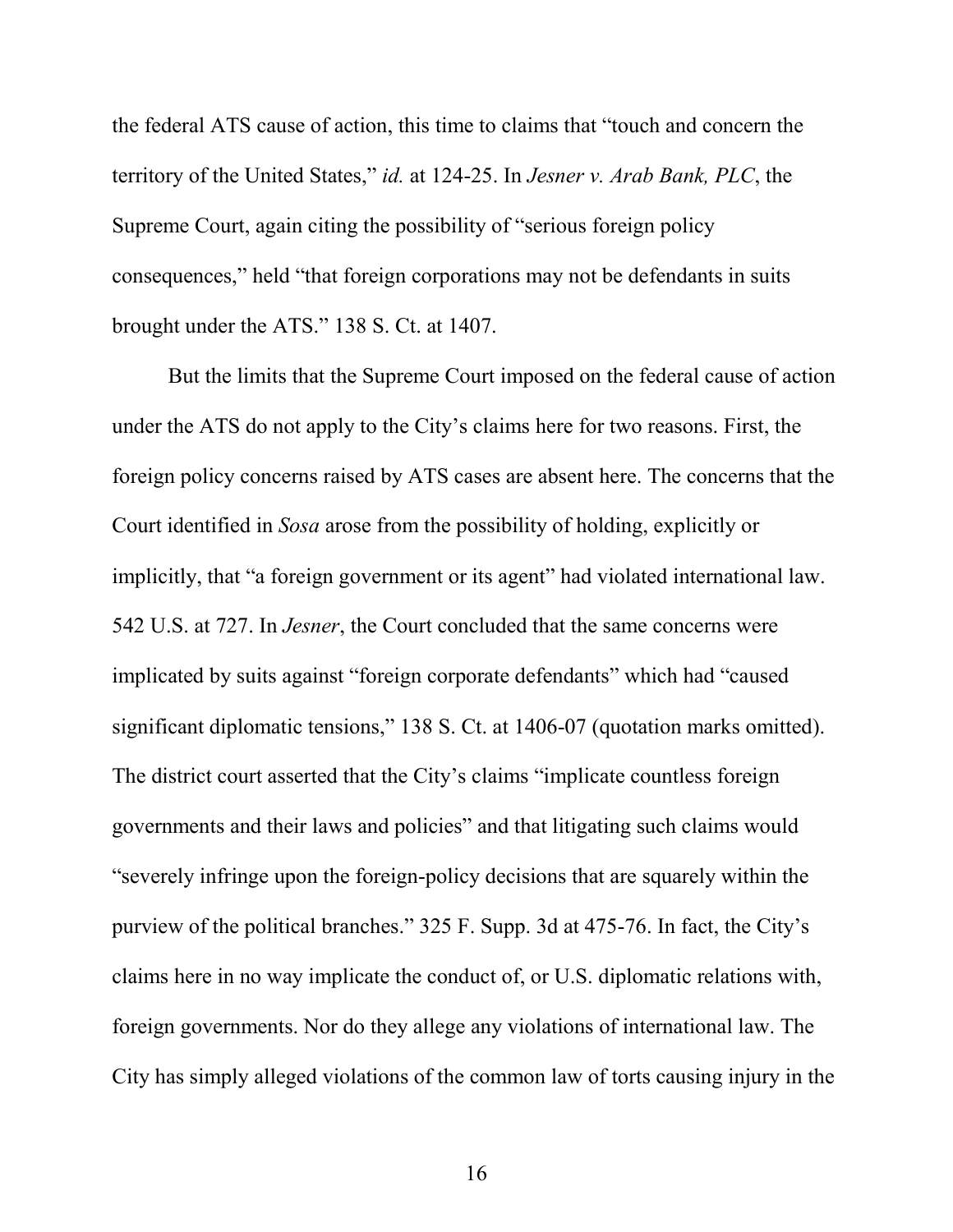the federal ATS cause of action, this time to claims that "touch and concern the territory of the United States," *id.* at 124-25. In *Jesner v. Arab Bank, PLC*, the Supreme Court, again citing the possibility of "serious foreign policy consequences," held "that foreign corporations may not be defendants in suits brought under the ATS." 138 S. Ct. at 1407.

But the limits that the Supreme Court imposed on the federal cause of action under the ATS do not apply to the City's claims here for two reasons. First, the foreign policy concerns raised by ATS cases are absent here. The concerns that the Court identified in *Sosa* arose from the possibility of holding, explicitly or implicitly, that "a foreign government or its agent" had violated international law. 542 U.S. at 727. In *Jesner*, the Court concluded that the same concerns were implicated by suits against "foreign corporate defendants" which had "caused significant diplomatic tensions," 138 S. Ct. at 1406-07 (quotation marks omitted). The district court asserted that the City's claims "implicate countless foreign governments and their laws and policies" and that litigating such claims would "severely infringe upon the foreign-policy decisions that are squarely within the purview of the political branches." 325 F. Supp. 3d at 475-76. In fact, the City's claims here in no way implicate the conduct of, or U.S. diplomatic relations with, foreign governments. Nor do they allege any violations of international law. The City has simply alleged violations of the common law of torts causing injury in the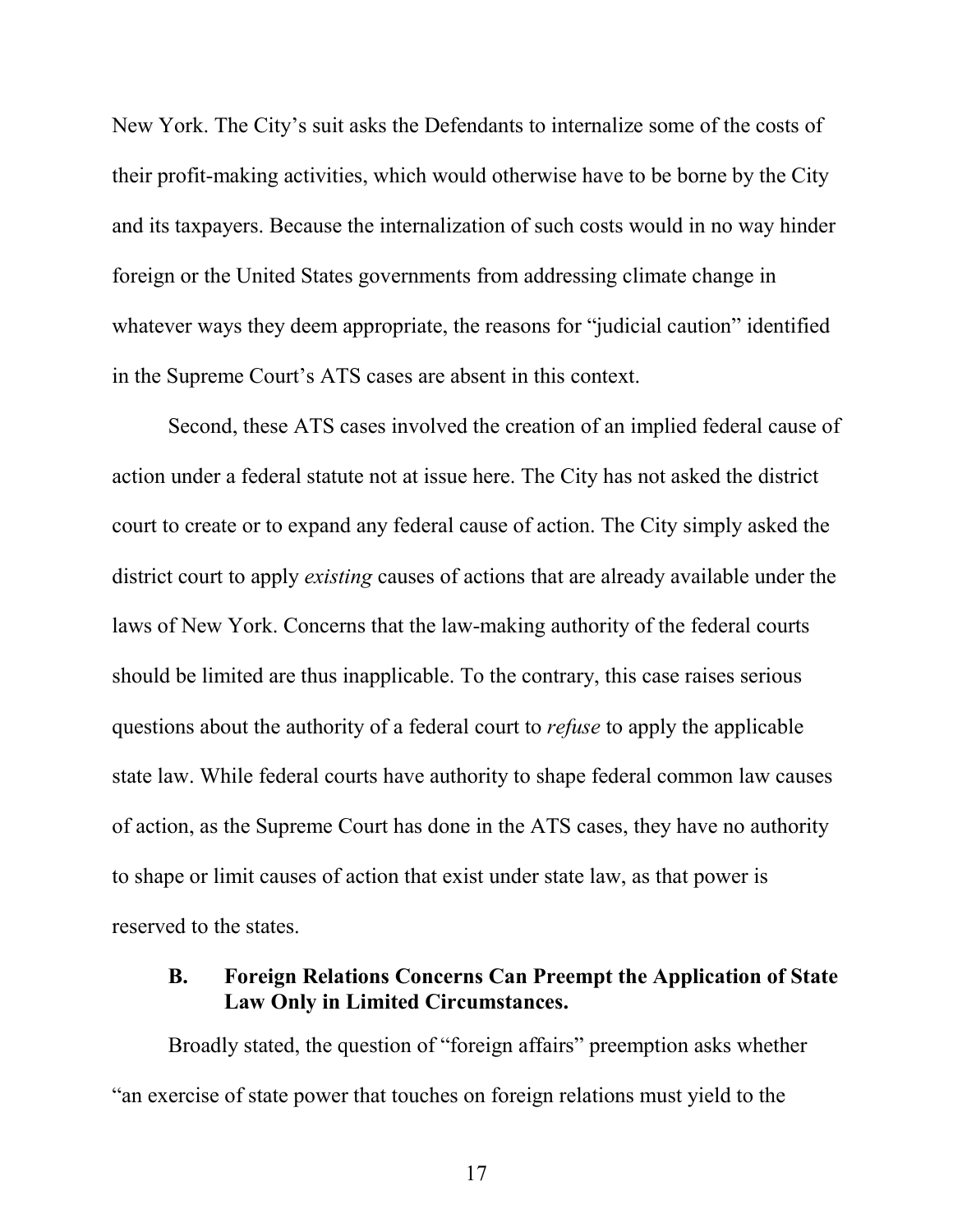New York. The City's suit asks the Defendants to internalize some of the costs of their profit-making activities, which would otherwise have to be borne by the City and its taxpayers. Because the internalization of such costs would in no way hinder foreign or the United States governments from addressing climate change in whatever ways they deem appropriate, the reasons for "judicial caution" identified in the Supreme Court's ATS cases are absent in this context.

Second, these ATS cases involved the creation of an implied federal cause of action under a federal statute not at issue here. The City has not asked the district court to create or to expand any federal cause of action. The City simply asked the district court to apply *existing* causes of actions that are already available under the laws of New York. Concerns that the law-making authority of the federal courts should be limited are thus inapplicable. To the contrary, this case raises serious questions about the authority of a federal court to *refuse* to apply the applicable state law. While federal courts have authority to shape federal common law causes of action, as the Supreme Court has done in the ATS cases, they have no authority to shape or limit causes of action that exist under state law, as that power is reserved to the states.

### B. Foreign Relations Concerns Can Preempt the Application of State Law Only in Limited Circumstances.

Broadly stated, the question of "foreign affairs" preemption asks whether "an exercise of state power that touches on foreign relations must yield to the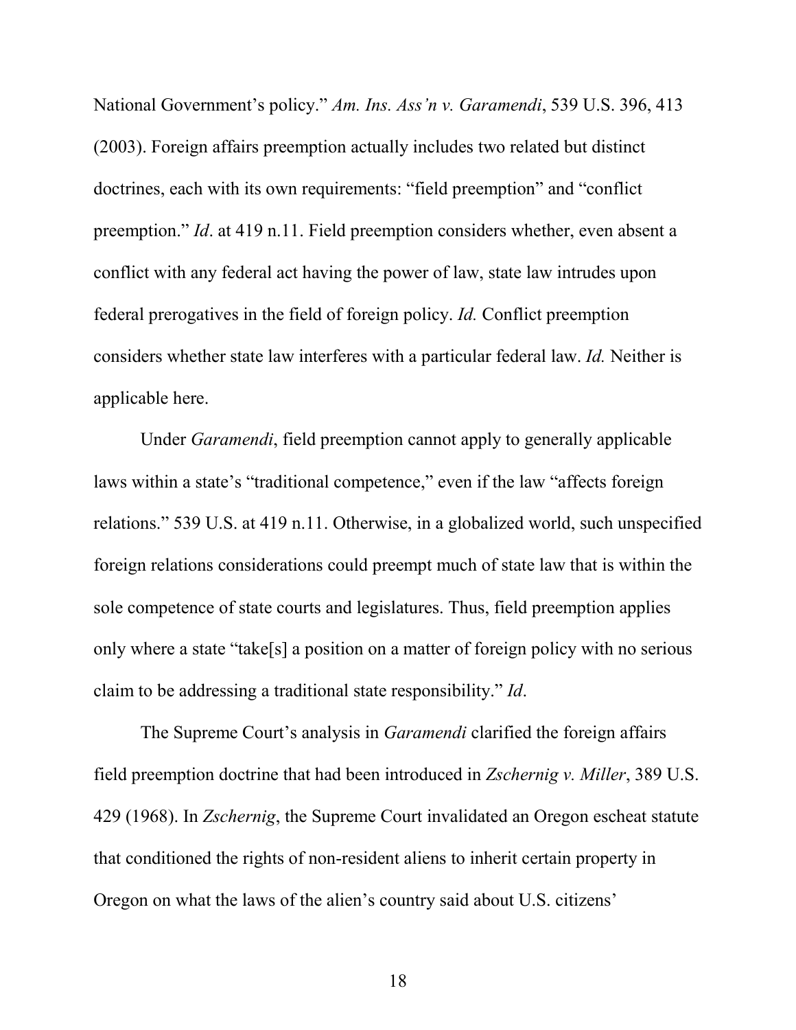National Government's policy." *Am. Ins. Ass'n v. Garamendi*, 539 U.S. 396, 413 (2003). Foreign affairs preemption actually includes two related but distinct doctrines, each with its own requirements: "field preemption" and "conflict preemption." *Id*. at 419 n.11. Field preemption considers whether, even absent a conflict with any federal act having the power of law, state law intrudes upon federal prerogatives in the field of foreign policy. *Id.* Conflict preemption considers whether state law interferes with a particular federal law. *Id.* Neither is applicable here.

Under *Garamendi*, field preemption cannot apply to generally applicable laws within a state's "traditional competence," even if the law "affects foreign relations." 539 U.S. at 419 n.11. Otherwise, in a globalized world, such unspecified foreign relations considerations could preempt much of state law that is within the sole competence of state courts and legislatures. Thus, field preemption applies only where a state "take[s] a position on a matter of foreign policy with no serious claim to be addressing a traditional state responsibility." *Id*.

The Supreme Court's analysis in *Garamendi* clarified the foreign affairs field preemption doctrine that had been introduced in *Zschernig v. Miller*, 389 U.S. 429 (1968). In *Zschernig*, the Supreme Court invalidated an Oregon escheat statute that conditioned the rights of non-resident aliens to inherit certain property in Oregon on what the laws of the alien's country said about U.S. citizens'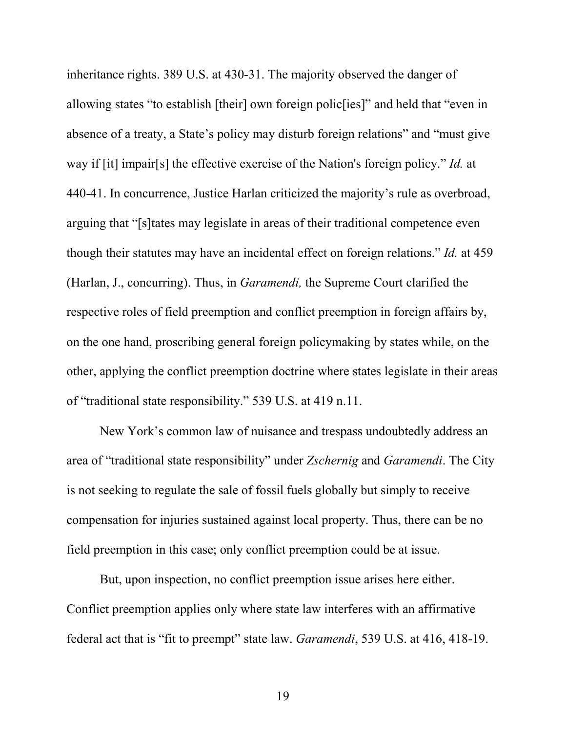inheritance rights. 389 U.S. at 430-31. The majority observed the danger of allowing states "to establish [their] own foreign polic[ies]" and held that "even in absence of a treaty, a State's policy may disturb foreign relations" and "must give way if [it] impair[s] the effective exercise of the Nation's foreign policy." *Id.* at 440-41. In concurrence, Justice Harlan criticized the majority's rule as overbroad, arguing that "[s]tates may legislate in areas of their traditional competence even though their statutes may have an incidental effect on foreign relations." *Id.* at 459 (Harlan, J., concurring). Thus, in *Garamendi,* the Supreme Court clarified the respective roles of field preemption and conflict preemption in foreign affairs by, on the one hand, proscribing general foreign policymaking by states while, on the other, applying the conflict preemption doctrine where states legislate in their areas of "traditional state responsibility." 539 U.S. at 419 n.11.

New York's common law of nuisance and trespass undoubtedly address an area of "traditional state responsibility" under *Zschernig* and *Garamendi*. The City is not seeking to regulate the sale of fossil fuels globally but simply to receive compensation for injuries sustained against local property. Thus, there can be no field preemption in this case; only conflict preemption could be at issue.

But, upon inspection, no conflict preemption issue arises here either. Conflict preemption applies only where state law interferes with an affirmative federal act that is "fit to preempt" state law. *Garamendi*, 539 U.S. at 416, 418-19.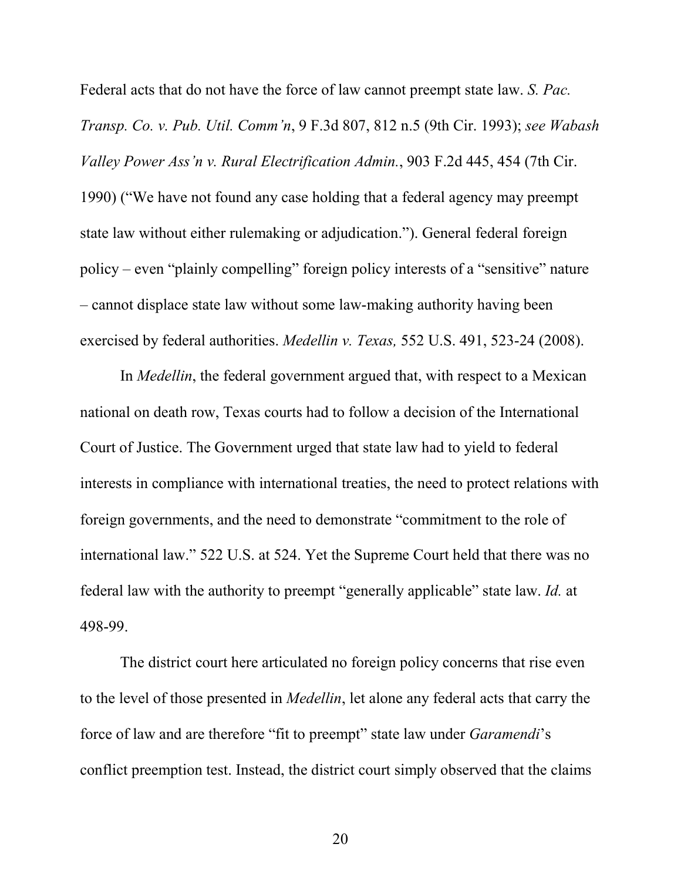Federal acts that do not have the force of law cannot preempt state law. *S. Pac. Transp. Co. v. Pub. Util. Comm'n*, 9 F.3d 807, 812 n.5 (9th Cir. 1993); *see Wabash Valley Power Ass'n v. Rural Electrification Admin.*, 903 F.2d 445, 454 (7th Cir. 1990) ("We have not found any case holding that a federal agency may preempt state law without either rulemaking or adjudication."). General federal foreign policy – even "plainly compelling" foreign policy interests of a "sensitive" nature – cannot displace state law without some law-making authority having been exercised by federal authorities. *Medellin v. Texas,* 552 U.S. 491, 523-24 (2008).

In *Medellin*, the federal government argued that, with respect to a Mexican national on death row, Texas courts had to follow a decision of the International Court of Justice. The Government urged that state law had to yield to federal interests in compliance with international treaties, the need to protect relations with foreign governments, and the need to demonstrate "commitment to the role of international law." 522 U.S. at 524. Yet the Supreme Court held that there was no federal law with the authority to preempt "generally applicable" state law. *Id.* at 498-99.

The district court here articulated no foreign policy concerns that rise even to the level of those presented in *Medellin*, let alone any federal acts that carry the force of law and are therefore "fit to preempt" state law under *Garamendi*'s conflict preemption test. Instead, the district court simply observed that the claims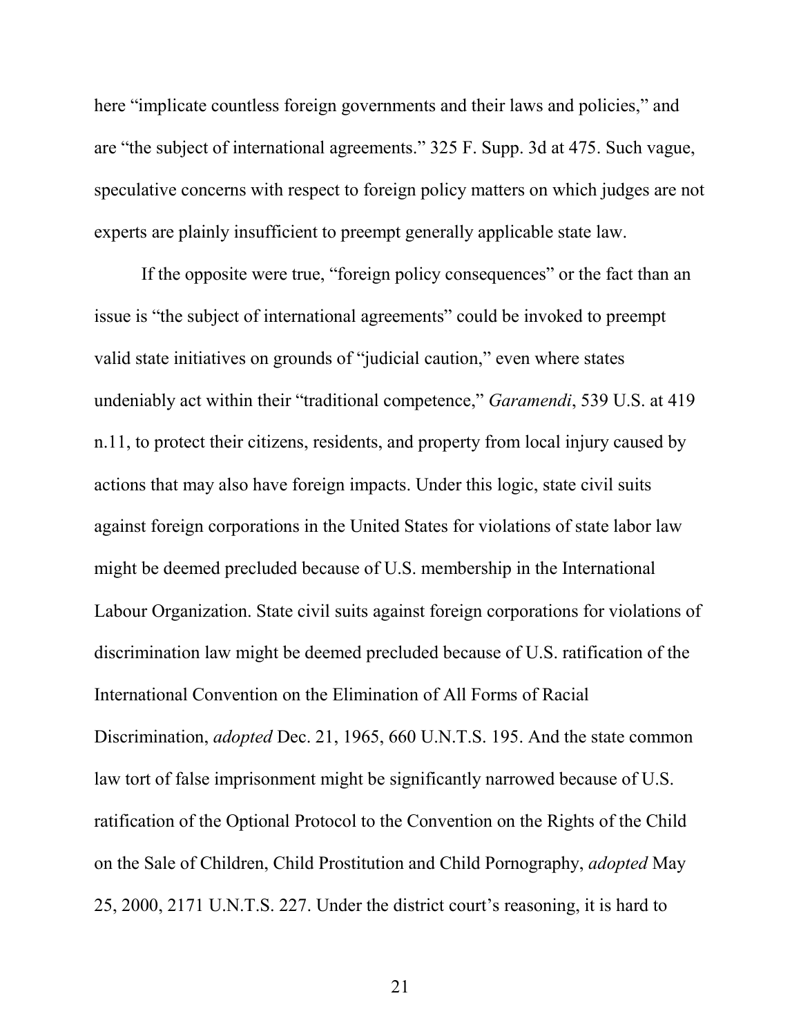here "implicate countless foreign governments and their laws and policies," and are "the subject of international agreements." 325 F. Supp. 3d at 475. Such vague, speculative concerns with respect to foreign policy matters on which judges are not experts are plainly insufficient to preempt generally applicable state law.

If the opposite were true, "foreign policy consequences" or the fact than an issue is "the subject of international agreements" could be invoked to preempt valid state initiatives on grounds of "judicial caution," even where states undeniably act within their "traditional competence," *Garamendi*, 539 U.S. at 419 n.11, to protect their citizens, residents, and property from local injury caused by actions that may also have foreign impacts. Under this logic, state civil suits against foreign corporations in the United States for violations of state labor law might be deemed precluded because of U.S. membership in the International Labour Organization. State civil suits against foreign corporations for violations of discrimination law might be deemed precluded because of U.S. ratification of the International Convention on the Elimination of All Forms of Racial Discrimination, *adopted* Dec. 21, 1965, 660 U.N.T.S. 195. And the state common law tort of false imprisonment might be significantly narrowed because of U.S. ratification of the Optional Protocol to the Convention on the Rights of the Child on the Sale of Children, Child Prostitution and Child Pornography, *adopted* May 25, 2000, 2171 U.N.T.S. 227. Under the district court's reasoning, it is hard to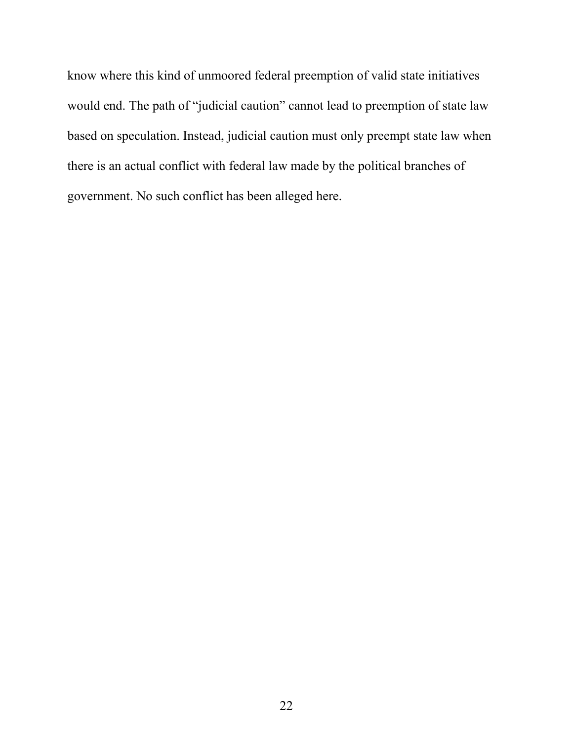know where this kind of unmoored federal preemption of valid state initiatives would end. The path of "judicial caution" cannot lead to preemption of state law based on speculation. Instead, judicial caution must only preempt state law when there is an actual conflict with federal law made by the political branches of government. No such conflict has been alleged here.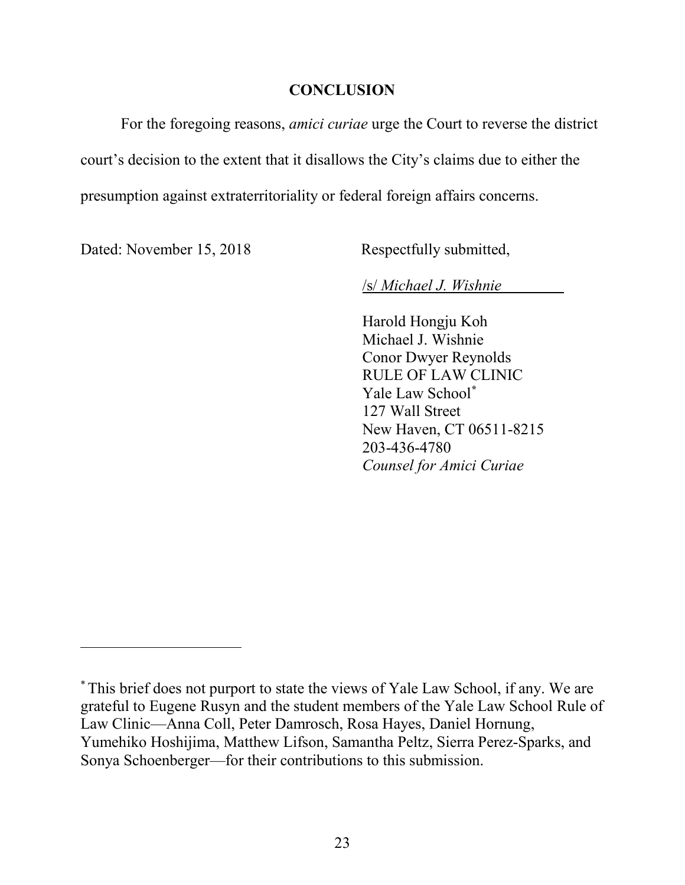## CONCLUSION

For the foregoing reasons, *amici curiae* urge the Court to reverse the district court's decision to the extent that it disallows the City's claims due to either the presumption against extraterritoriality or federal foreign affairs concerns.

Dated: November 15, 2018

Respectfully submitted,

/s/ *Michael J. Wishnie*

Harold Hongju Koh
Michael J. Wishnie
Conor Dwyer Reynolds
RULE OF LAW CLINIC
Yale Law School*
127 Wall Street
New Haven, CT 06511-8215
203-436-4780
*Counsel for Amici Curiae*

---

* This brief does not purport to state the views of Yale Law School, if any. We are grateful to Eugene Rusyn and the student members of the Yale Law School Rule of Law Clinic—Anna Coll, Peter Damrosch, Rosa Hayes, Daniel Hornung, Yumehiko Hoshijima, Matthew Lifson, Samantha Peltz, Sierra Perez-Sparks, and Sonya Schoenberger—for their contributions to this submission.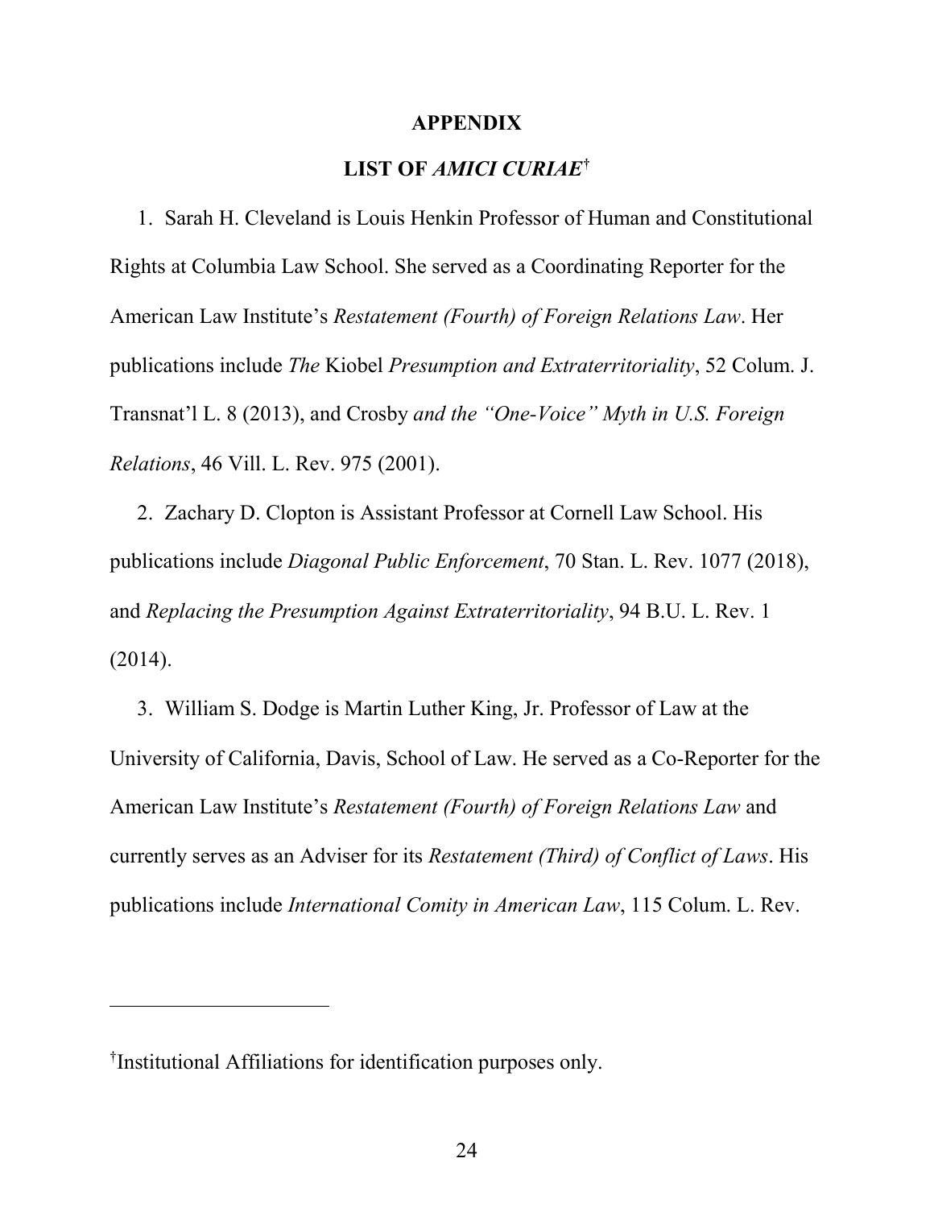# APPENDIX

## LIST OF *AMICI CURIAE*[†]

1. Sarah H. Cleveland is Louis Henkin Professor of Human and Constitutional Rights at Columbia Law School. She served as a Coordinating Reporter for the American Law Institute's *Restatement (Fourth) of Foreign Relations Law*. Her publications include *The* Kiobel *Presumption and Extraterritoriality*, 52 Colum. J. Transnat'l L. 8 (2013), and Crosby *and the "One-Voice" Myth in U.S. Foreign Relations*, 46 Vill. L. Rev. 975 (2001).

2. Zachary D. Clopton is Assistant Professor at Cornell Law School. His publications include *Diagonal Public Enforcement*, 70 Stan. L. Rev. 1077 (2018), and *Replacing the Presumption Against Extraterritoriality*, 94 B.U. L. Rev. 1 (2014).

3. William S. Dodge is Martin Luther King, Jr. Professor of Law at the University of California, Davis, School of Law. He served as a Co-Reporter for the American Law Institute's *Restatement (Fourth) of Foreign Relations Law* and currently serves as an Adviser for its *Restatement (Third) of Conflict of Laws*. His publications include *International Comity in American Law*, 115 Colum. L. Rev.

---

[†]Institutional Affiliations for identification purposes only.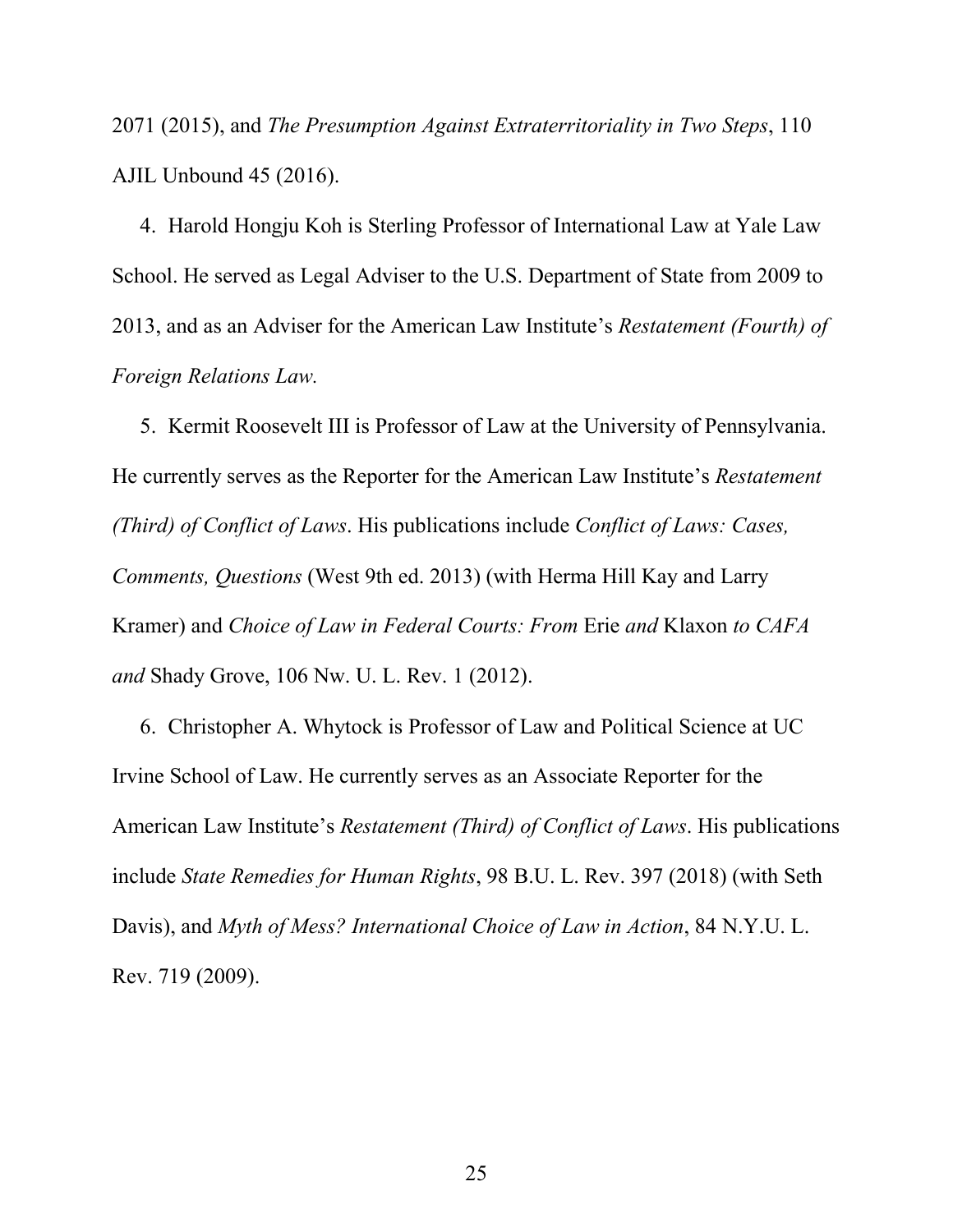2071 (2015), and *The Presumption Against Extraterritoriality in Two Steps*, 110 AJIL Unbound 45 (2016).

4. Harold Hongju Koh is Sterling Professor of International Law at Yale Law School. He served as Legal Adviser to the U.S. Department of State from 2009 to 2013, and as an Adviser for the American Law Institute's *Restatement (Fourth) of Foreign Relations Law.*

5. Kermit Roosevelt III is Professor of Law at the University of Pennsylvania. He currently serves as the Reporter for the American Law Institute's *Restatement (Third) of Conflict of Laws*. His publications include *Conflict of Laws: Cases, Comments, Questions* (West 9th ed. 2013) (with Herma Hill Kay and Larry Kramer) and *Choice of Law in Federal Courts: From* Erie *and* Klaxon *to CAFA and* Shady Grove, 106 Nw. U. L. Rev. 1 (2012).

6. Christopher A. Whytock is Professor of Law and Political Science at UC Irvine School of Law. He currently serves as an Associate Reporter for the American Law Institute's *Restatement (Third) of Conflict of Laws*. His publications include *State Remedies for Human Rights*, 98 B.U. L. Rev. 397 (2018) (with Seth Davis), and *Myth of Mess? International Choice of Law in Action*, 84 N.Y.U. L. Rev. 719 (2009).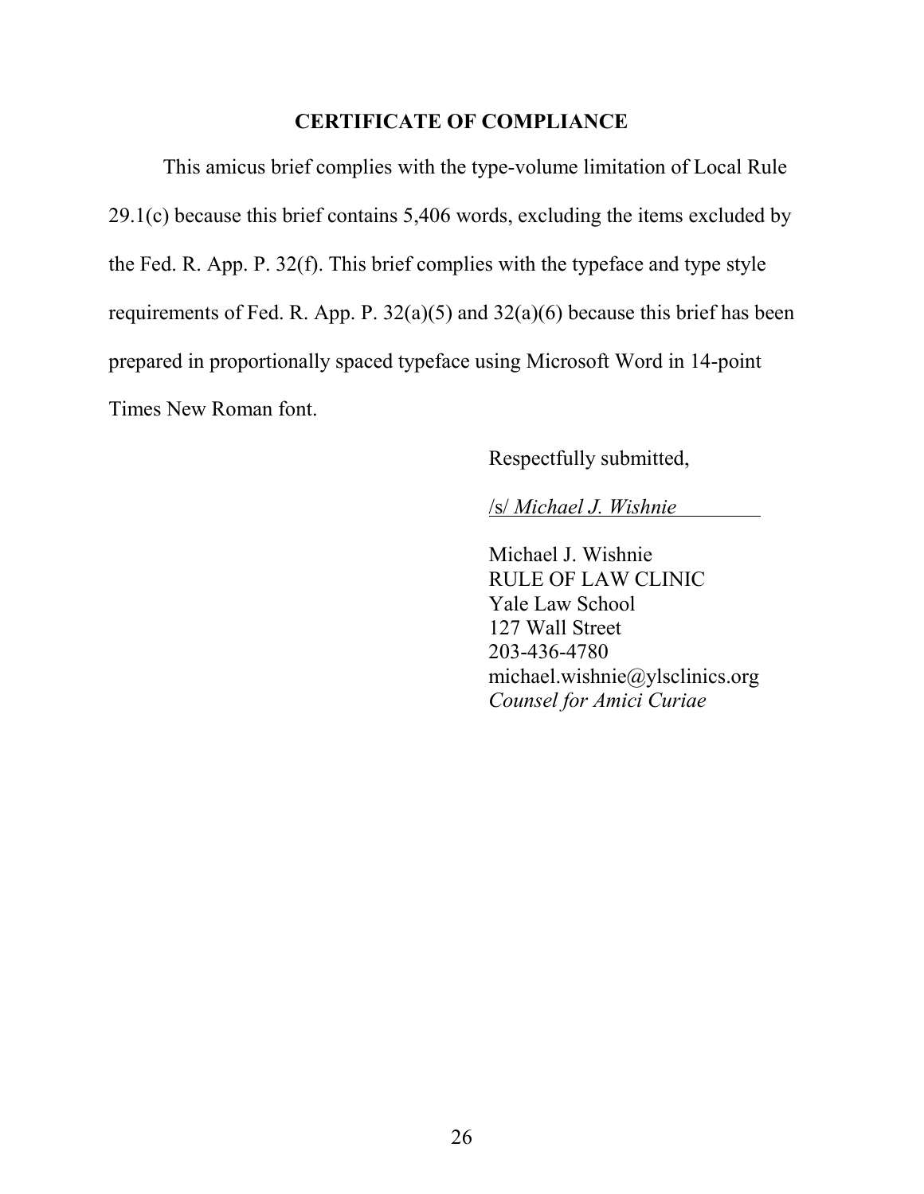**CERTIFICATE OF COMPLIANCE**

This amicus brief complies with the type-volume limitation of Local Rule 29.1(c) because this brief contains 5,406 words, excluding the items excluded by the Fed. R. App. P. 32(f). This brief complies with the typeface and type style requirements of Fed. R. App. P. 32(a)(5) and 32(a)(6) because this brief has been prepared in proportionally spaced typeface using Microsoft Word in 14-point Times New Roman font.

Respectfully submitted,

/s/ *Michael J. Wishnie*

Michael J. Wishnie
RULE OF LAW CLINIC
Yale Law School
127 Wall Street
203-436-4780
michael.wishnie@ylsclinics.org
*Counsel for Amici Curiae*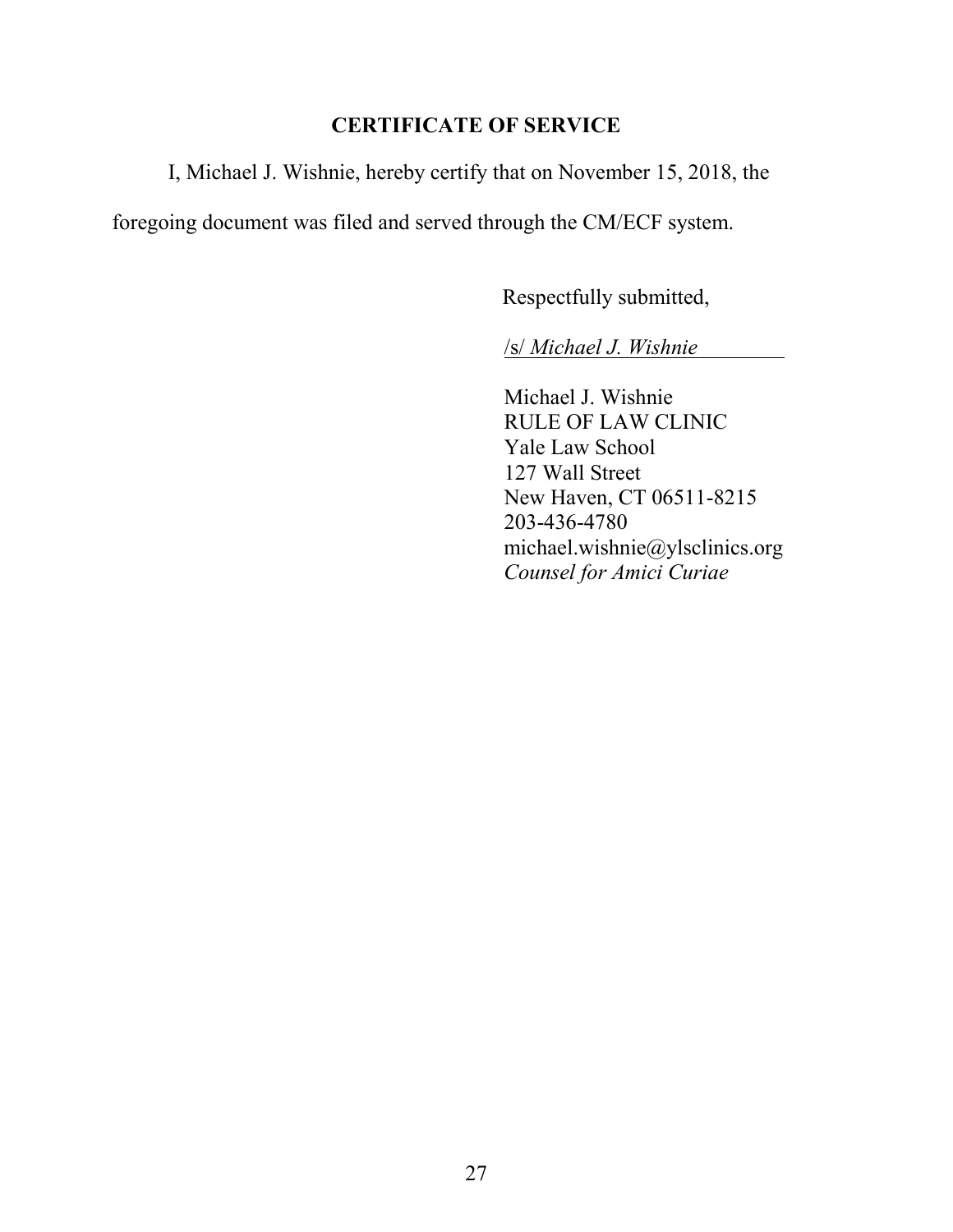## CERTIFICATE OF SERVICE

I, Michael J. Wishnie, hereby certify that on November 15, 2018, the foregoing document was filed and served through the CM/ECF system.

Respectfully submitted,

/s/ *Michael J. Wishnie*

Michael J. Wishnie
RULE OF LAW CLINIC
Yale Law School
127 Wall Street
New Haven, CT 06511-8215
203-436-4780
michael.wishnie@ylsclinics.org
*Counsel for Amici Curiae*